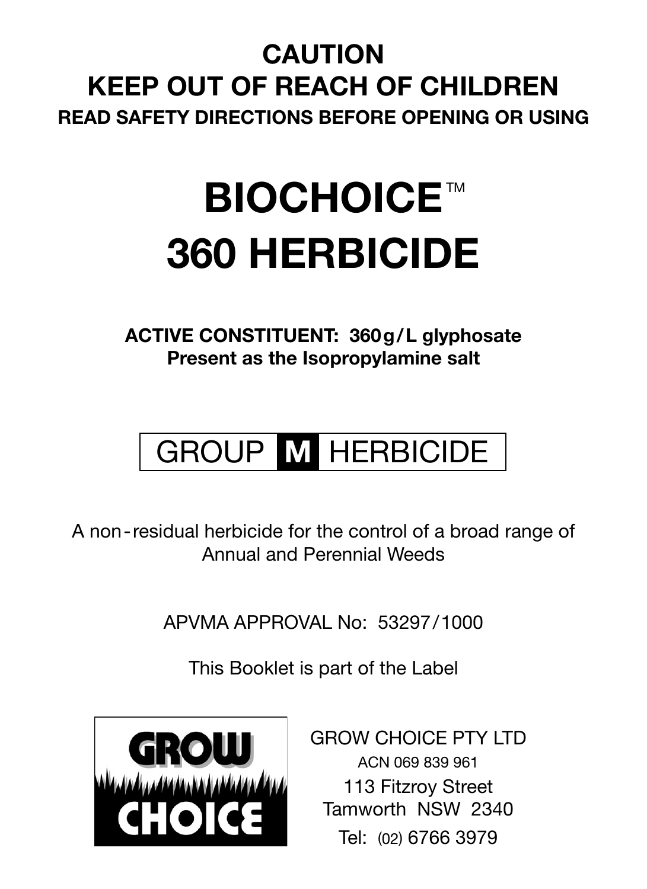**CAUTION**

**KEEP OUT OF REACH OF CHILDREN**

**READ SAFETY DIRECTIONS BEFORE OPENING OR USING**

# BIOCHOICE™ 360 HERBICIDE

**ACTIVE CONSTITUENT: 360 g/L glyphosate**
**Present as the Isopropylamine salt**

GROUP **M** HERBICIDE

A non-residual herbicide for the control of a broad range of Annual and Perennial Weeds

APVMA APPROVAL No: 53297/1000

This Booklet is part of the Label

GROW CHOICE

GROW CHOICE PTY LTD
ACN 069 839 961
113 Fitzroy Street
Tamworth NSW 2340
Tel: (02) 6766 3979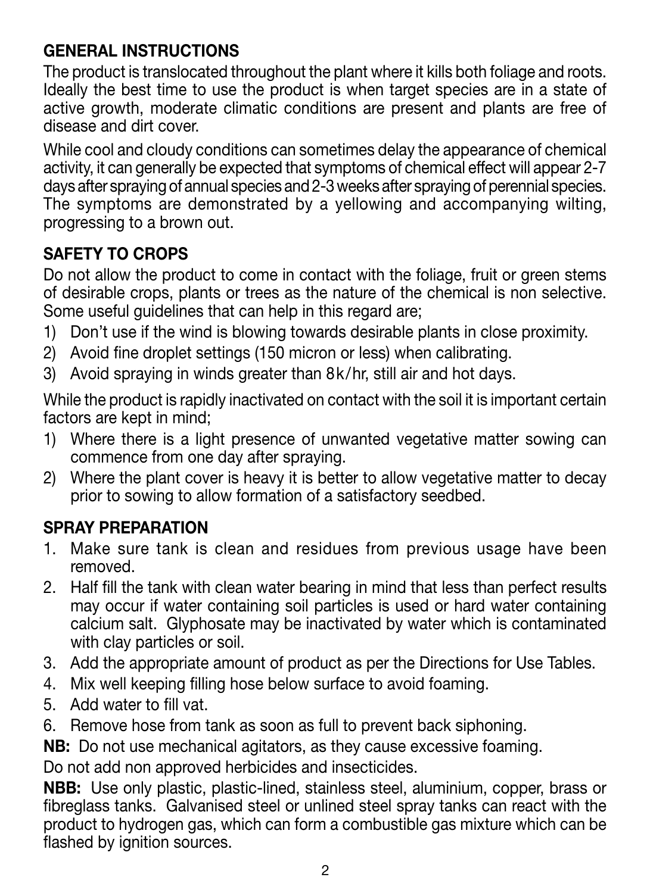## GENERAL INSTRUCTIONS

The product is translocated throughout the plant where it kills both foliage and roots. Ideally the best time to use the product is when target species are in a state of active growth, moderate climatic conditions are present and plants are free of disease and dirt cover.

While cool and cloudy conditions can sometimes delay the appearance of chemical activity, it can generally be expected that symptoms of chemical effect will appear 2-7 days after spraying of annual species and 2-3 weeks after spraying of perennial species. The symptoms are demonstrated by a yellowing and accompanying wilting, progressing to a brown out.

## SAFETY TO CROPS

Do not allow the product to come in contact with the foliage, fruit or green stems of desirable crops, plants or trees as the nature of the chemical is non selective. Some useful guidelines that can help in this regard are;

1) Don't use if the wind is blowing towards desirable plants in close proximity.
2) Avoid fine droplet settings (150 micron or less) when calibrating.
3) Avoid spraying in winds greater than 8k/hr, still air and hot days.

While the product is rapidly inactivated on contact with the soil it is important certain factors are kept in mind;

1) Where there is a light presence of unwanted vegetative matter sowing can commence from one day after spraying.
2) Where the plant cover is heavy it is better to allow vegetative matter to decay prior to sowing to allow formation of a satisfactory seedbed.

## SPRAY PREPARATION

1. Make sure tank is clean and residues from previous usage have been removed.
2. Half fill the tank with clean water bearing in mind that less than perfect results may occur if water containing soil particles is used or hard water containing calcium salt. Glyphosate may be inactivated by water which is contaminated with clay particles or soil.
3. Add the appropriate amount of product as per the Directions for Use Tables.
4. Mix well keeping filling hose below surface to avoid foaming.
5. Add water to fill vat.
6. Remove hose from tank as soon as full to prevent back siphoning.

**NB:** Do not use mechanical agitators, as they cause excessive foaming.

Do not add non approved herbicides and insecticides.

**NBB:** Use only plastic, plastic-lined, stainless steel, aluminium, copper, brass or fibreglass tanks. Galvanised steel or unlined steel spray tanks can react with the product to hydrogen gas, which can form a combustible gas mixture which can be flashed by ignition sources.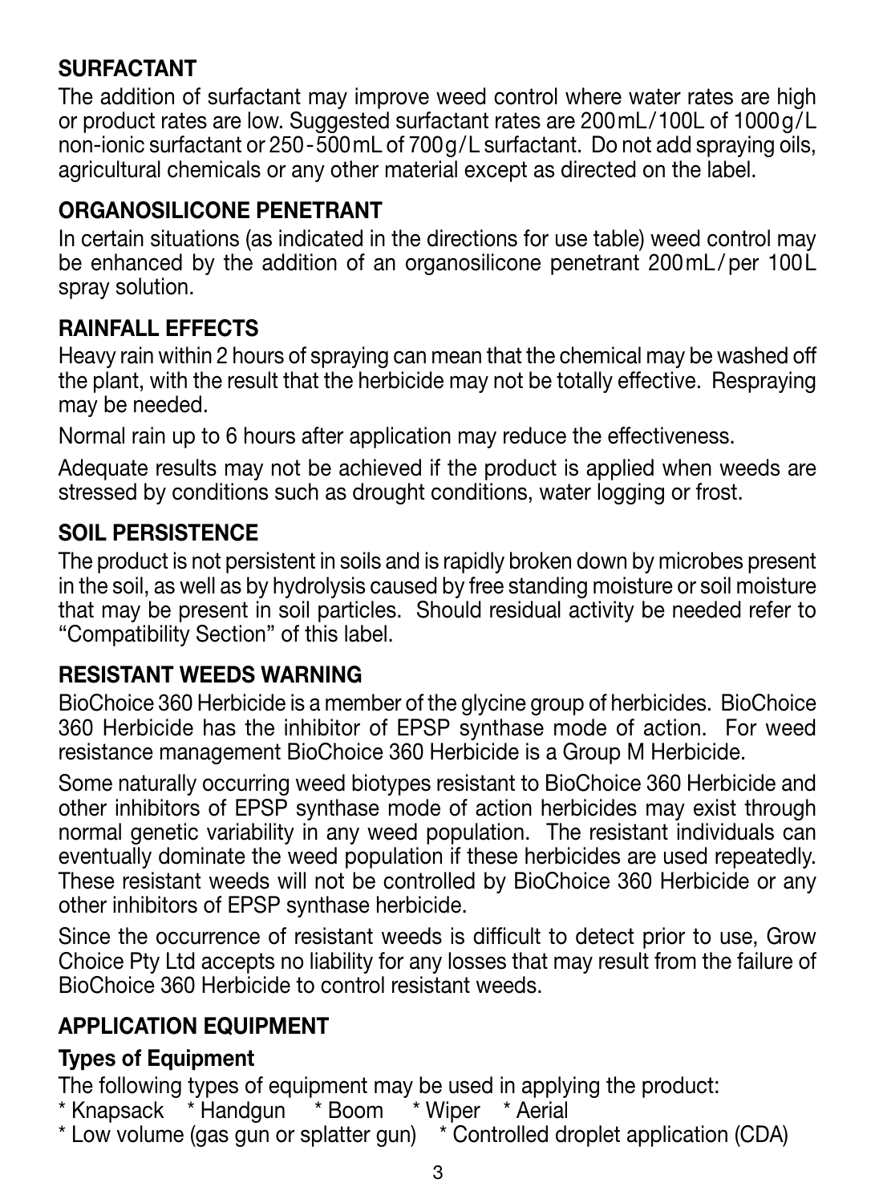## SURFACTANT

The addition of surfactant may improve weed control where water rates are high or product rates are low. Suggested surfactant rates are 200 mL/100L of 1000 g/L non-ionic surfactant or 250 - 500 mL of 700 g/L surfactant. Do not add spraying oils, agricultural chemicals or any other material except as directed on the label.

## ORGANOSILICONE PENETRANT

In certain situations (as indicated in the directions for use table) weed control may be enhanced by the addition of an organosilicone penetrant 200 mL/ per 100 L spray solution.

## RAINFALL EFFECTS

Heavy rain within 2 hours of spraying can mean that the chemical may be washed off the plant, with the result that the herbicide may not be totally effective. Respraying may be needed.

Normal rain up to 6 hours after application may reduce the effectiveness.

Adequate results may not be achieved if the product is applied when weeds are stressed by conditions such as drought conditions, water logging or frost.

## SOIL PERSISTENCE

The product is not persistent in soils and is rapidly broken down by microbes present in the soil, as well as by hydrolysis caused by free standing moisture or soil moisture that may be present in soil particles. Should residual activity be needed refer to "Compatibility Section" of this label.

## RESISTANT WEEDS WARNING

BioChoice 360 Herbicide is a member of the glycine group of herbicides. BioChoice 360 Herbicide has the inhibitor of EPSP synthase mode of action. For weed resistance management BioChoice 360 Herbicide is a Group M Herbicide.

Some naturally occurring weed biotypes resistant to BioChoice 360 Herbicide and other inhibitors of EPSP synthase mode of action herbicides may exist through normal genetic variability in any weed population. The resistant individuals can eventually dominate the weed population if these herbicides are used repeatedly. These resistant weeds will not be controlled by BioChoice 360 Herbicide or any other inhibitors of EPSP synthase herbicide.

Since the occurrence of resistant weeds is difficult to detect prior to use, Grow Choice Pty Ltd accepts no liability for any losses that may result from the failure of BioChoice 360 Herbicide to control resistant weeds.

## APPLICATION EQUIPMENT

### Types of Equipment

The following types of equipment may be used in applying the product:

* Knapsack * Handgun * Boom * Wiper * Aerial
* Low volume (gas gun or splatter gun) * Controlled droplet application (CDA)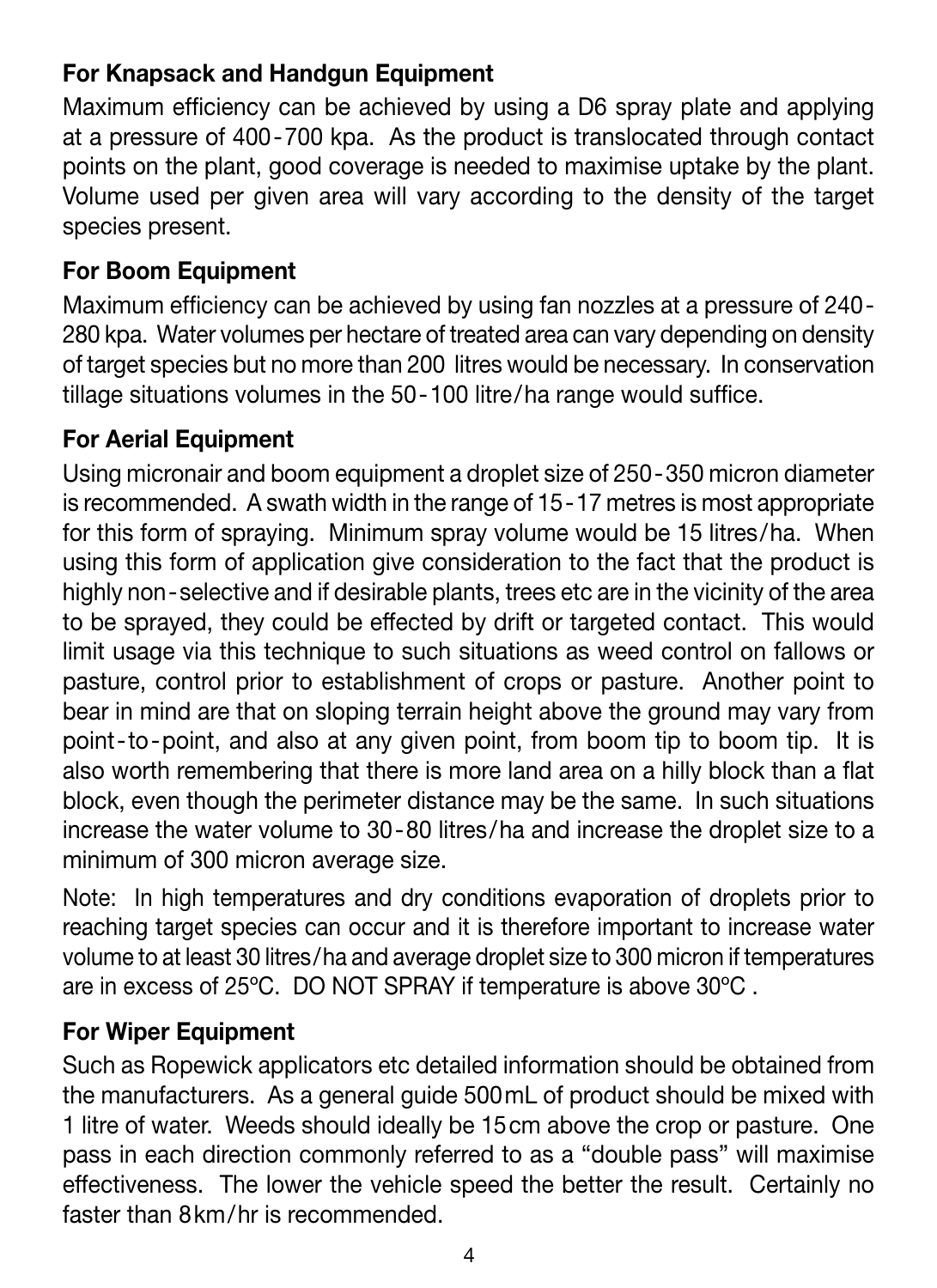**For Knapsack and Handgun Equipment**

Maximum efficiency can be achieved by using a D6 spray plate and applying at a pressure of 400-700 kpa. As the product is translocated through contact points on the plant, good coverage is needed to maximise uptake by the plant. Volume used per given area will vary according to the density of the target species present.

**For Boom Equipment**

Maximum efficiency can be achieved by using fan nozzles at a pressure of 240-280 kpa. Water volumes per hectare of treated area can vary depending on density of target species but no more than 200 litres would be necessary. In conservation tillage situations volumes in the 50-100 litre/ha range would suffice.

**For Aerial Equipment**

Using micronair and boom equipment a droplet size of 250-350 micron diameter is recommended. A swath width in the range of 15-17 metres is most appropriate for this form of spraying. Minimum spray volume would be 15 litres/ha. When using this form of application give consideration to the fact that the product is highly non-selective and if desirable plants, trees etc are in the vicinity of the area to be sprayed, they could be effected by drift or targeted contact. This would limit usage via this technique to such situations as weed control on fallows or pasture, control prior to establishment of crops or pasture. Another point to bear in mind are that on sloping terrain height above the ground may vary from point-to-point, and also at any given point, from boom tip to boom tip. It is also worth remembering that there is more land area on a hilly block than a flat block, even though the perimeter distance may be the same. In such situations increase the water volume to 30-80 litres/ha and increase the droplet size to a minimum of 300 micron average size.

Note: In high temperatures and dry conditions evaporation of droplets prior to reaching target species can occur and it is therefore important to increase water volume to at least 30 litres/ha and average droplet size to 300 micron if temperatures are in excess of 25ºC. DO NOT SPRAY if temperature is above 30ºC .

**For Wiper Equipment**

Such as Ropewick applicators etc detailed information should be obtained from the manufacturers. As a general guide 500mL of product should be mixed with 1 litre of water. Weeds should ideally be 15cm above the crop or pasture. One pass in each direction commonly referred to as a "double pass" will maximise effectiveness. The lower the vehicle speed the better the result. Certainly no faster than 8km/hr is recommended.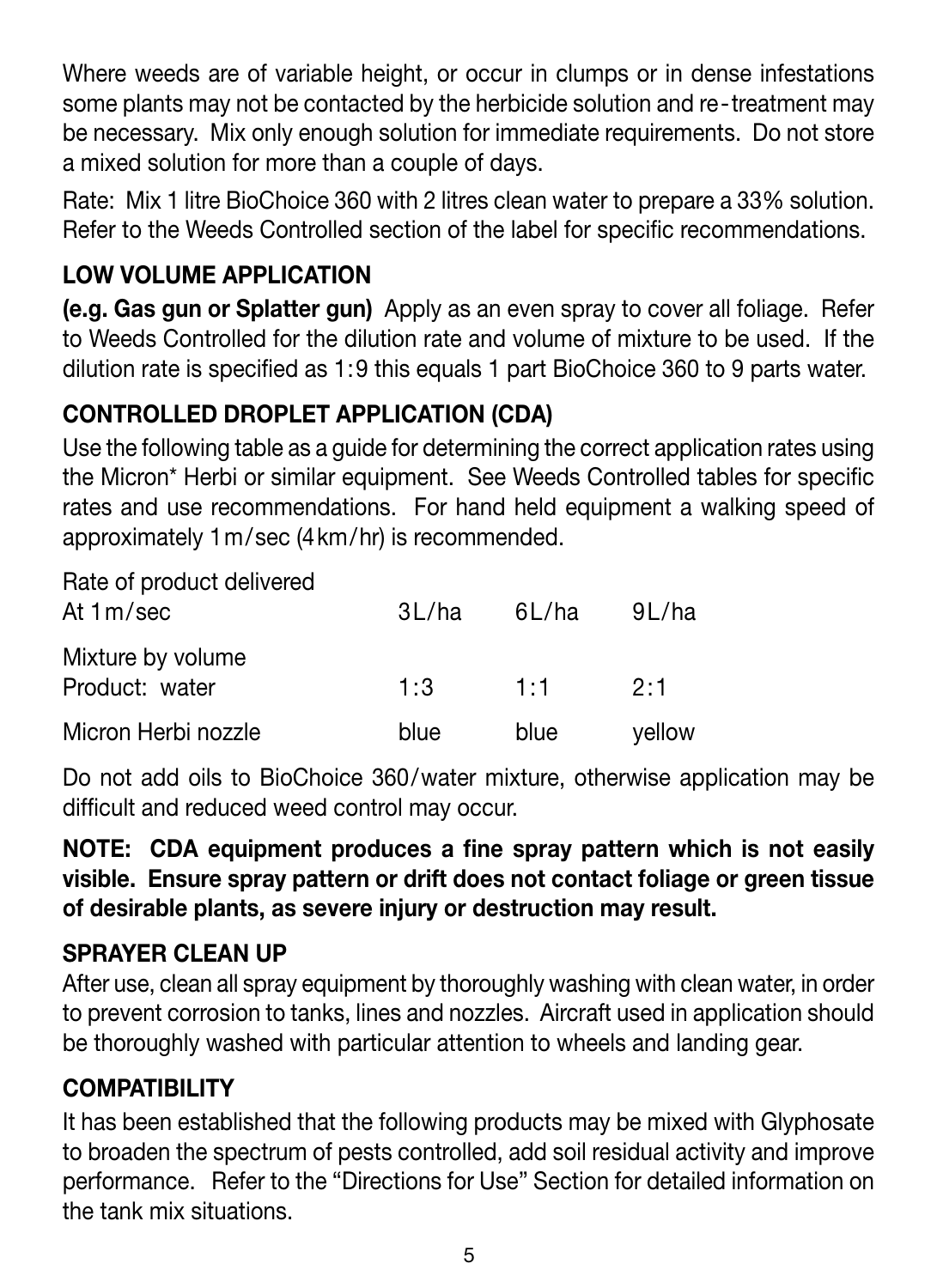Where weeds are of variable height, or occur in clumps or in dense infestations some plants may not be contacted by the herbicide solution and re-treatment may be necessary. Mix only enough solution for immediate requirements. Do not store a mixed solution for more than a couple of days.

Rate: Mix 1 litre BioChoice 360 with 2 litres clean water to prepare a 33% solution. Refer to the Weeds Controlled section of the label for specific recommendations.

## LOW VOLUME APPLICATION

**(e.g. Gas gun or Splatter gun)** Apply as an even spray to cover all foliage. Refer to Weeds Controlled for the dilution rate and volume of mixture to be used. If the dilution rate is specified as 1:9 this equals 1 part BioChoice 360 to 9 parts water.

## CONTROLLED DROPLET APPLICATION (CDA)

Use the following table as a guide for determining the correct application rates using the Micron* Herbi or similar equipment. See Weeds Controlled tables for specific rates and use recommendations. For hand held equipment a walking speed of approximately 1m/sec (4km/hr) is recommended.

| | | | |
|---|---|---|---|
| Rate of product delivered At 1m/sec | 3L/ha | 6L/ha | 9L/ha |
| Mixture by volume Product: water | 1:3 | 1:1 | 2:1 |
| Micron Herbi nozzle | blue | blue | yellow |

Do not add oils to BioChoice 360/water mixture, otherwise application may be difficult and reduced weed control may occur.

**NOTE: CDA equipment produces a fine spray pattern which is not easily visible. Ensure spray pattern or drift does not contact foliage or green tissue of desirable plants, as severe injury or destruction may result.**

## SPRAYER CLEAN UP

After use, clean all spray equipment by thoroughly washing with clean water, in order to prevent corrosion to tanks, lines and nozzles. Aircraft used in application should be thoroughly washed with particular attention to wheels and landing gear.

## COMPATIBILITY

It has been established that the following products may be mixed with Glyphosate to broaden the spectrum of pests controlled, add soil residual activity and improve performance. Refer to the "Directions for Use" Section for detailed information on the tank mix situations.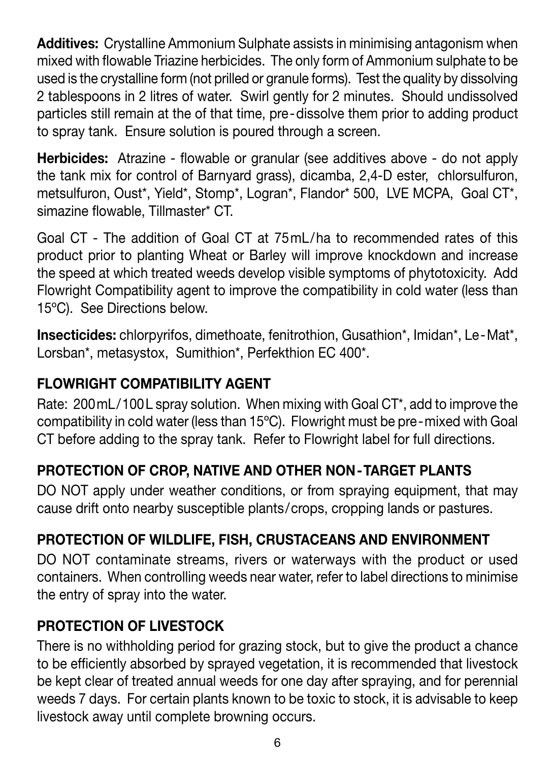**Additives:** Crystalline Ammonium Sulphate assists in minimising antagonism when mixed with flowable Triazine herbicides. The only form of Ammonium sulphate to be used is the crystalline form (not prilled or granule forms). Test the quality by dissolving 2 tablespoons in 2 litres of water. Swirl gently for 2 minutes. Should undissolved particles still remain at the of that time, pre-dissolve them prior to adding product to spray tank. Ensure solution is poured through a screen.

**Herbicides:** Atrazine - flowable or granular (see additives above - do not apply the tank mix for control of Barnyard grass), dicamba, 2,4-D ester, chlorsulfuron, metsulfuron, Oust*, Yield*, Stomp*, Logran*, Flandor* 500, LVE MCPA, Goal CT*, simazine flowable, Tillmaster* CT.

Goal CT - The addition of Goal CT at 75 mL/ha to recommended rates of this product prior to planting Wheat or Barley will improve knockdown and increase the speed at which treated weeds develop visible symptoms of phytotoxicity. Add Flowright Compatibility agent to improve the compatibility in cold water (less than 15ºC). See Directions below.

**Insecticides:** chlorpyrifos, dimethoate, fenitrothion, Gusathion*, Imidan*, Le-Mat*, Lorsban*, metasystox, Sumithion*, Perfekthion EC 400*.

## FLOWRIGHT COMPATIBILITY AGENT

Rate: 200 mL/100 L spray solution. When mixing with Goal CT*, add to improve the compatibility in cold water (less than 15ºC). Flowright must be pre-mixed with Goal CT before adding to the spray tank. Refer to Flowright label for full directions.

## PROTECTION OF CROP, NATIVE AND OTHER NON-TARGET PLANTS

DO NOT apply under weather conditions, or from spraying equipment, that may cause drift onto nearby susceptible plants/crops, cropping lands or pastures.

## PROTECTION OF WILDLIFE, FISH, CRUSTACEANS AND ENVIRONMENT

DO NOT contaminate streams, rivers or waterways with the product or used containers. When controlling weeds near water, refer to label directions to minimise the entry of spray into the water.

## PROTECTION OF LIVESTOCK

There is no withholding period for grazing stock, but to give the product a chance to be efficiently absorbed by sprayed vegetation, it is recommended that livestock be kept clear of treated annual weeds for one day after spraying, and for perennial weeds 7 days. For certain plants known to be toxic to stock, it is advisable to keep livestock away until complete browning occurs.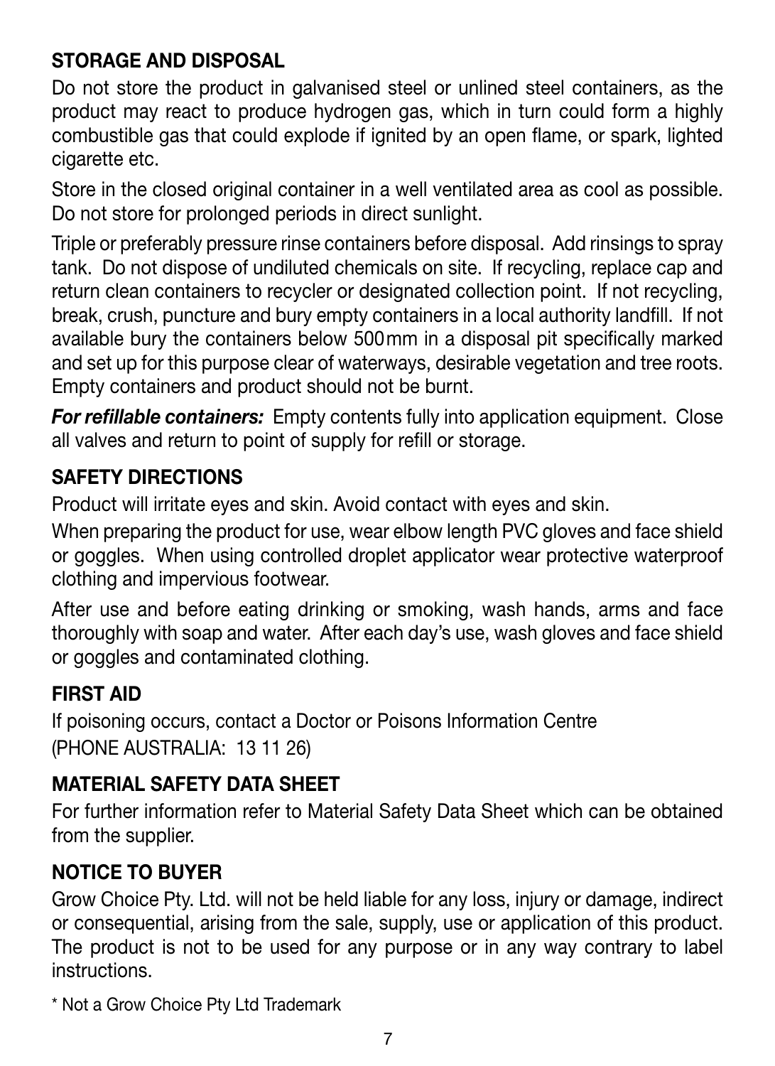## STORAGE AND DISPOSAL

Do not store the product in galvanised steel or unlined steel containers, as the product may react to produce hydrogen gas, which in turn could form a highly combustible gas that could explode if ignited by an open flame, or spark, lighted cigarette etc.

Store in the closed original container in a well ventilated area as cool as possible. Do not store for prolonged periods in direct sunlight.

Triple or preferably pressure rinse containers before disposal. Add rinsings to spray tank. Do not dispose of undiluted chemicals on site. If recycling, replace cap and return clean containers to recycler or designated collection point. If not recycling, break, crush, puncture and bury empty containers in a local authority landfill. If not available bury the containers below 500 mm in a disposal pit specifically marked and set up for this purpose clear of waterways, desirable vegetation and tree roots. Empty containers and product should not be burnt.

***For refillable containers:*** Empty contents fully into application equipment. Close all valves and return to point of supply for refill or storage.

## SAFETY DIRECTIONS

Product will irritate eyes and skin. Avoid contact with eyes and skin.

When preparing the product for use, wear elbow length PVC gloves and face shield or goggles. When using controlled droplet applicator wear protective waterproof clothing and impervious footwear.

After use and before eating drinking or smoking, wash hands, arms and face thoroughly with soap and water. After each day's use, wash gloves and face shield or goggles and contaminated clothing.

## FIRST AID

If poisoning occurs, contact a Doctor or Poisons Information Centre
(PHONE AUSTRALIA: 13 11 26)

## MATERIAL SAFETY DATA SHEET

For further information refer to Material Safety Data Sheet which can be obtained from the supplier.

## NOTICE TO BUYER

Grow Choice Pty. Ltd. will not be held liable for any loss, injury or damage, indirect or consequential, arising from the sale, supply, use or application of this product. The product is not to be used for any purpose or in any way contrary to label instructions.

\* Not a Grow Choice Pty Ltd Trademark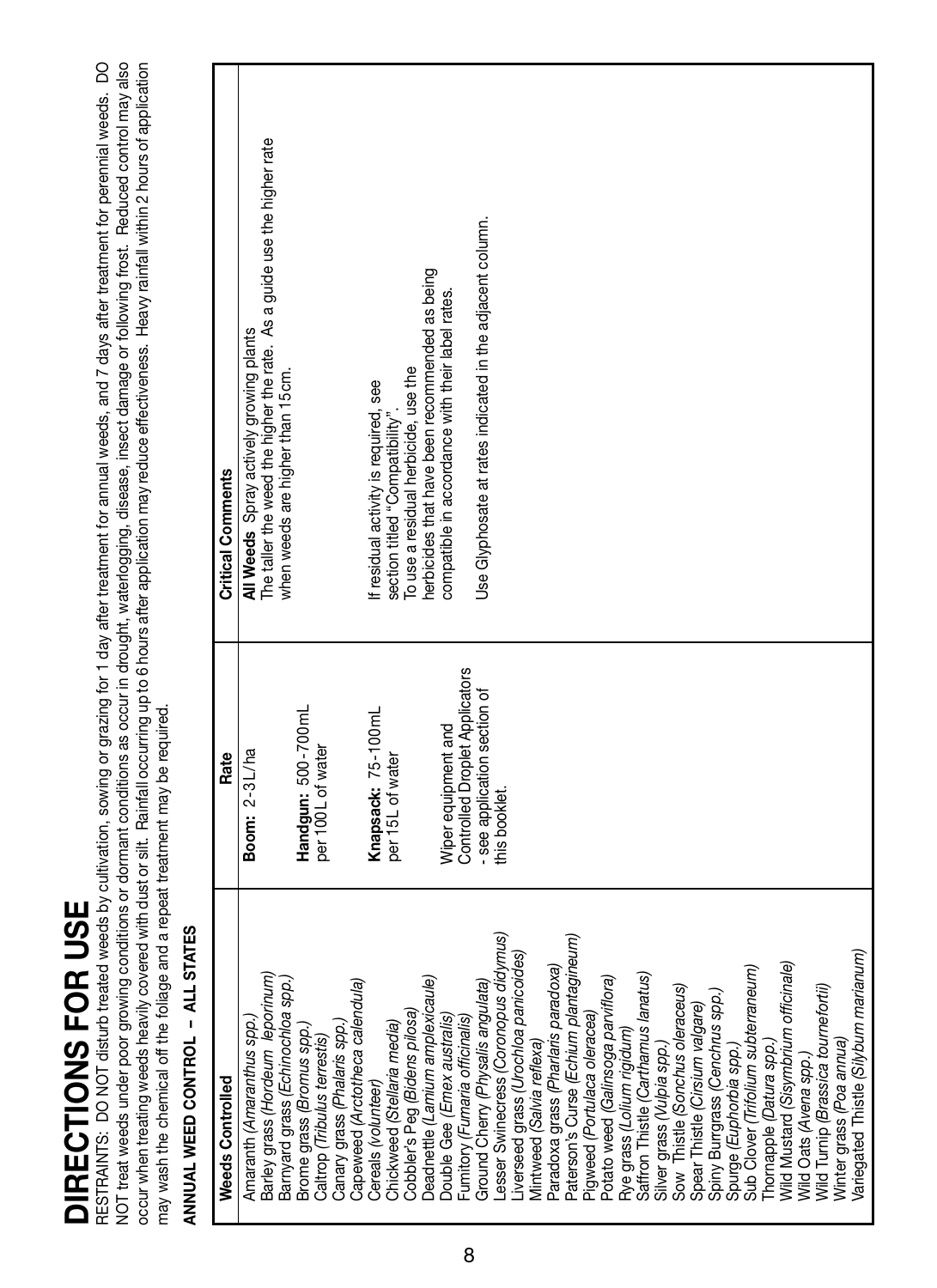# DIRECTIONS FOR USE

RESTRAINTS: DO NOT disturb treated weeds by cultivation, sowing or grazing for 1 day after treatment for annual weeds, and 7 days after treatment for perennial weeds. DO NOT treat weeds under poor growing conditions or dormant conditions as occur in drought, waterlogging, disease, insect damage or following frost. Reduced control may also occur when treating weeds heavily covered with dust or silt. Rainfall occurring up to 6 hours after application may reduce effectiveness. Heavy rainfall within 2 hours of application may wash the chemical off the foliage and a repeat treatment may be required.

**ANNUAL WEED CONTROL – ALL STATES**

| Weeds Controlled | Rate | Critical Comments |
|---|---|---|
| Amaranth (*Amaranthus spp.*)<br>Barley grass (*Hordeum leporinum*)<br>Barnyard grass (*Echinochloa spp.*)<br>Brome grass (*Bromus spp.*)<br>Caltrop (*Tribulus terrestris*)<br>Canary grass (*Phalaris spp.*)<br>Capeweed (*Arctotheca calendula*)<br>Cereals (*volunteer*)<br>Chickweed (*Stellaria media*)<br>Cobbler's Peg (*Bidens pilosa*)<br>Deadnettle (*Lamium amplexicaule*)<br>Double Gee (*Emex australis*)<br>Fumitory (*Fumaria officinalis*)<br>Ground Cherry (*Physalis angulata*)<br>Lesser Swinecress (*Coronopus didymus*)<br>Liverseed grass (*Urochloa panicoides*)<br>Mintweed (*Salvia reflexa*)<br>Paradoxa grass (*Pharlaris paradoxa*)<br>Paterson's Curse (*Echium plantagineum*)<br>Pigweed (*Portulaca oleracea*)<br>Potato weed (*Galinsoga parviflora*)<br>Rye grass (*Lolium rigidum*)<br>Saffron Thistle (*Carthamus lanatus*)<br>Silver grass (*Vulpia spp.*)<br>Sow Thistle (*Sonchus oleraceus*)<br>Spear Thistle (*Cirsium valgare*)<br>Spiny Burrgrass (*Cenchrus spp.*)<br>Spurge (*Euphorbia spp.*)<br>Sub Clover (*Trifolium subterraneum*)<br>Thornapple (*Datura spp.*)<br>Wild Mustard (*Sisymbrium officinale*)<br>Wild Oats (*Avena spp.*)<br>Wild Turnip (*Brassica tournefortii*)<br>Winter grass (*Poa annua*)<br>Variegated Thistle (*Silybum marianum*) | **Boom:** 2-3L/ha<br><br>**Handgun:** 500-700mL per 100L of water<br><br>**Knapsack:** 75-100mL per 15L of water<br><br>Wiper equipment and Controlled Droplet Applicators - see application section of this booklet. | **All Weeds** Spray actively growing plants<br>The taller the weed the higher the rate. As a guide use the higher rate when weeds are higher than 15cm.<br><br>If residual activity is required, see section titled "Compatibility".<br>To use a residual herbicide, use the herbicides that have been recommended as being compatible in accordance with their label rates.<br><br>Use Glyphosate at rates indicated in the adjacent column. |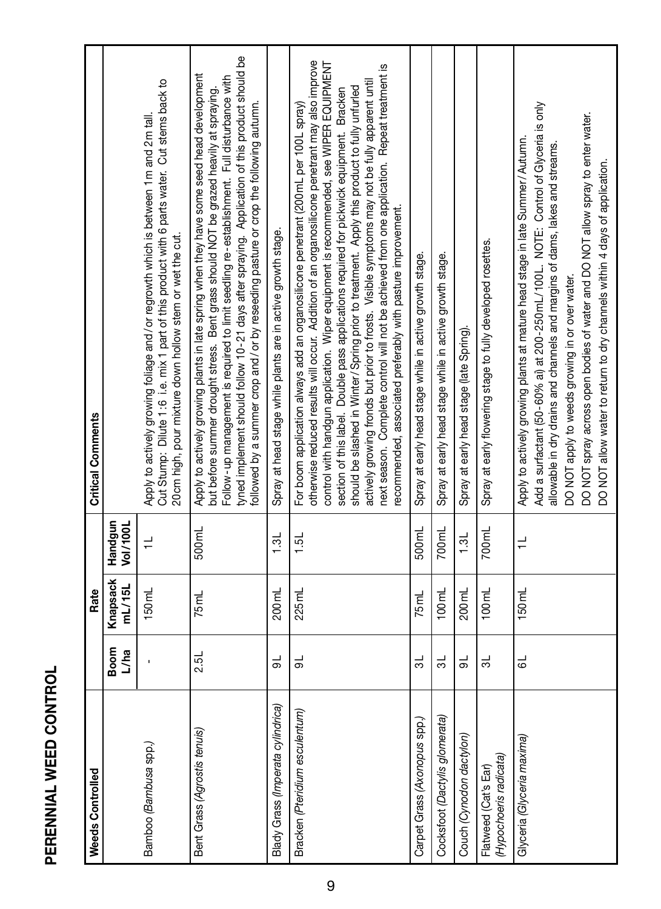# PERENNIAL WEED CONTROL

| Weeds Controlled | Rate | | | Critical Comments |
|---|---|---|---|---|
| | Boom L/ha | Knapsack mL/15L | Handgun Vol/100L | |
| Bamboo (*Bambusa* spp.) | - | 150 mL | 1L | Apply to actively growing foliage and/or regrowth which is between 1 m and 2 m tall. Cut Stump: Dilute 1:6 i.e. mix 1 part of this product with 6 parts water. Cut stems back to 20cm high, pour mixture down hollow stem or wet the cut. |
| Bent Grass (*Agrostis tenuis*) | 2.5L | 75 mL | 500mL | Apply to actively growing plants in late spring when they have some seed head development but before summer drought stress. Bent grass should NOT be grazed heavily at spraying. Follow-up management is required to limit seedling re-establishment. Full disturbance with tyned implement should follow 10-21 days after spraying. Application of this product should be followed by a summer crop and/or by reseeding pasture or crop the following autumn. |
| Blady Grass (*Imperata cylindrica*) | 9L | 200 mL | 1.3L | Spray at head stage while plants are in active growth stage. |
| Bracken (*Pteridium esculentum*) | 9L | 225 mL | 1.5L | For boom application always add an organosilicone penetrant (200 mL per 100 L spray) otherwise reduced results will occur. Addition of an organosilicone penetrant may also improve control with handgun application. Wiper equipment is recommended, see WIPER EQUIPMENT section of this label. Double pass applications required for pickwick equipment. Bracken should be slashed in Winter/Spring prior to treatment. Apply this product to fully unfurled actively growing fronds but prior to frosts. Visible symptoms may not be fully apparent until next season. Complete control will not be achieved from one application. Repeat treatment is recommended, associated preferably with pasture improvement. |
| Carpet Grass (*Axonopus* spp.) | 3L | 75 mL | 500mL | Spray at early head stage while in active growth stage. |
| Cocksfoot (*Dactylis glomerata*) | 3L | 100 mL | 700mL | Spray at early head stage while in active growth stage. |
| Couch (*Cynodon dactylon*) | 9L | 200 mL | 1.3L | Spray at early head stage (late Spring). |
| Flatweed (Cat's Ear) (*Hypochoeris radicata*) | 3L | 100 mL | 700mL | Spray at early flowering stage to fully developed rosettes. |
| Glyceria (*Glyceria maxima*) | 6L | 150 mL | 1L | Apply to actively growing plants at mature head stage in late Summer/Autumn. Add a surfactant (50-60% ai) at 200-250 mL/100L. NOTE: Control of Glyceria is only allowable in dry drains and channels and margins of dams, lakes and streams. DO NOT apply to weeds growing in or over water. DO NOT spray across open bodies of water and DO NOT allow spray to enter water. DO NOT allow water to return to dry channels within 4 days of application. |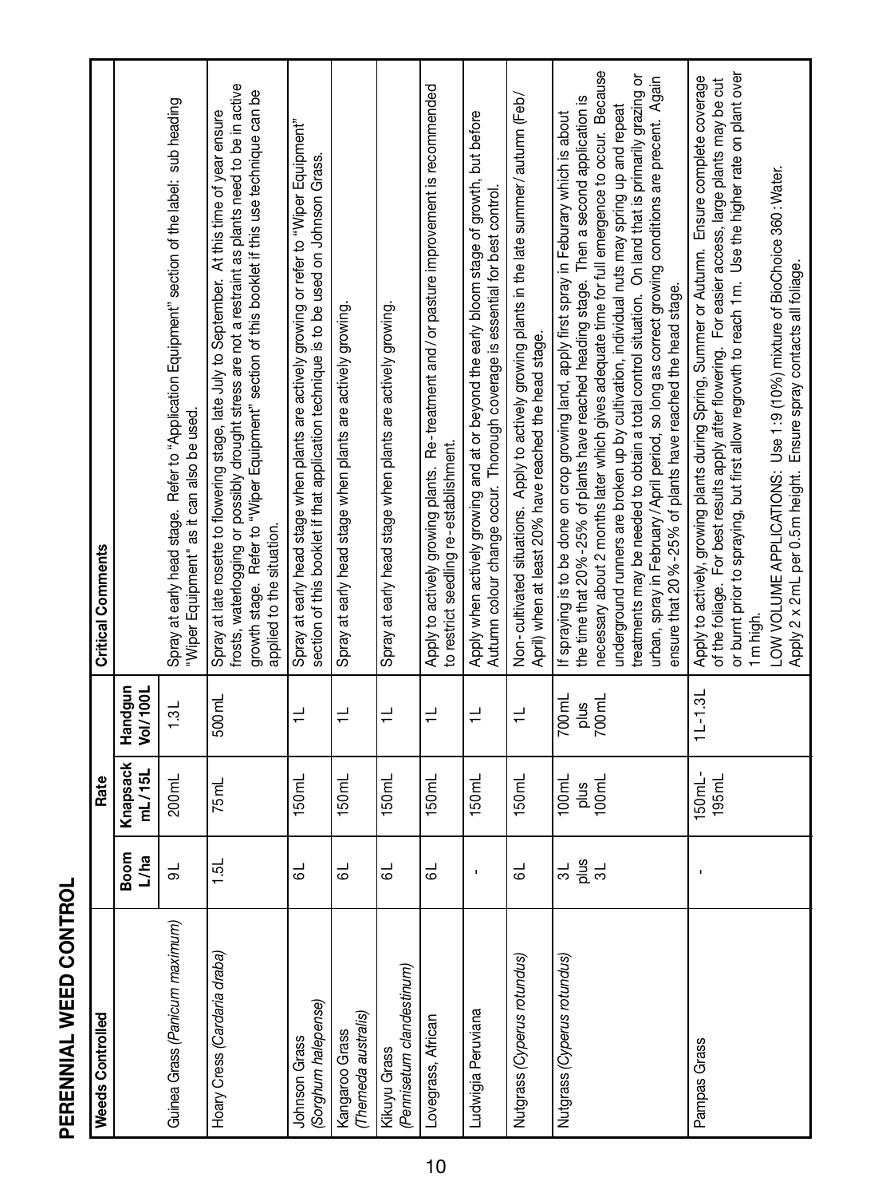# PERENNIAL WEED CONTROL

| Weeds Controlled | Rate | | | Critical Comments |
|---|---|---|---|---|
| | Boom L/ha | Knapsack mL/15L | Handgun Vol/100L | |
| Guinea Grass (*Panicum maximum*) | 9L | 200mL | 1.3L | Spray at early head stage. Refer to "Application Equipment" section of the label: sub heading "Wiper Equipment" as it can also be used. |
| Hoary Cress (*Cardaria draba*) | 1.5L | 75mL | 500mL | Spray at late rosette to flowering stage, late July to September. At this time of year ensure frosts, waterlogging or possibly drought stress are not a restraint as plants need to be in active growth stage. Refer to "Wiper Equipment" section of this booklet if this use technique can be applied to the situation. |
| Johnson Grass (*Sorghum halepense*) | 6L | 150mL | 1L | Spray at early head stage when plants are actively growing or refer to "Wiper Equipment" section of this booklet if that application technique is to be used on Johnson Grass. |
| Kangaroo Grass (*Themeda australis*) | 6L | 150mL | 1L | Spray at early head stage when plants are actively growing. |
| Kikuyu Grass (*Pennisetum clandestinum*) | 6L | 150mL | 1L | Spray at early head stage when plants are actively growing. |
| Lovegrass, African | 6L | 150mL | 1L | Apply to actively growing plants. Re-treatment and/or pasture improvement is recommended to restrict seedling re-establishment. |
| Ludwigia Peruviana | - | 150mL | 1L | Apply when actively growing and at or beyond the early bloom stage of growth, but before Autumn colour change occur. Thorough coverage is essential for best control. |
| Nutgrass (*Cyperus rotundus*) | 6L | 150mL | 1L | Non-cultivated situations. Apply to actively growing plants in the late summer/autumn (Feb/April) when at least 20% have reached the head stage. |
| Nutgrass (*Cyperus rotundus*) | 3L plus 3L | 100mL plus 100mL | 700mL plus 700mL | If spraying is to be done on crop growing land, apply first spray in Feburary which is about the time that 20%-25% of plants have reached heading stage. Then a second application is necessary about 2 months later which gives adequate time for full emergence to occur. Because underground runners are broken up by cultivation, individual nuts may spring up and repeat treatments may be needed to obtain a total control situation. On land that is primarily grazing or urban, spray in February/April period, so long as correct growing conditions are precent. Again ensure that 20%-25% of plants have reached the head stage. |
| Pampas Grass | - | 150mL-195mL | 1L-1.3L | Apply to actively, growing plants during Spring, Summer or Autumn. Ensure complete coverage of the foliage. For best results apply after flowering. For easier access, large plants may be cut or burnt prior to spraying, but first allow regrowth to reach 1m. Use the higher rate on plant over 1m high.<br>LOW VOLUME APPLICATIONS: Use 1:9 (10%) mixture of BioChoice 360:Water. Apply 2 x 2mL per 0.5m height. Ensure spray contacts all foliage. |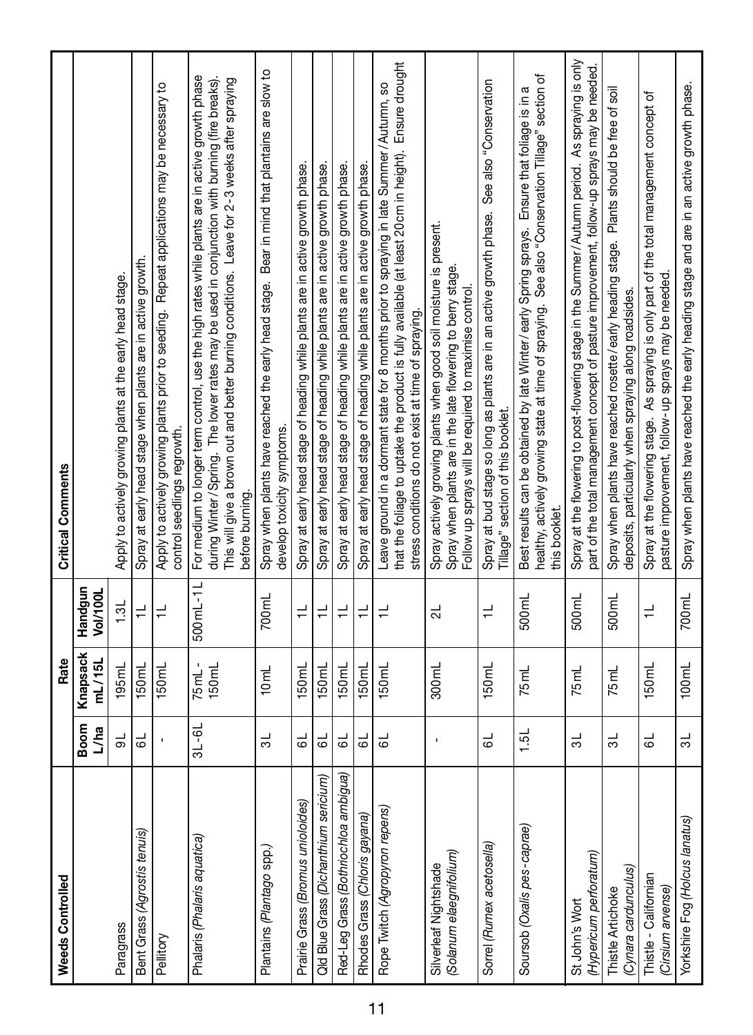| Weeds Controlled | Rate | | | Critical Comments |
|---|---|---|---|---|
| | Boom L/ha | Knapsack mL/15L | Handgun Vol/100L | |
| Paragrass | 9L | 195mL | 1.3L | Apply to actively growing plants at the early head stage. |
| Bent Grass (*Agrostis tenuis*) | 6L | 150mL | 1L | Spray at early head stage when plants are in active growth. |
| Pellitory | - | 150mL | 1L | Apply to actively growing plants prior to seeding. Repeat applications may be necessary to control seedlings regrowth. |
| Phalaris (*Phalaris aquatica*) | 3L-6L | 75mL - 150mL | 500mL-1L | For medium to longer term control, use the high rates while plants are in active growth phase during Winter/Spring. The lower rates may be used in conjunction with burning (fire breaks). This will give a brown out and better burning conditions. Leave for 2-3 weeks after spraying before burning. |
| Plantains (*Plantago* spp.) | 3L | 10mL | 700mL | Spray when plants have reached the early head stage. Bear in mind that plantains are slow to develop toxicity symptoms. |
| Prairie Grass (*Bromus unioloides*) | 6L | 150mL | 1L | Spray at early head stage of heading while plants are in active growth phase. |
| Qld Blue Grass (*Dichanthium sericium*) | 6L | 150mL | 1L | Spray at early head stage of heading while plants are in active growth phase. |
| Red-Leg Grass (*Bothriochloa ambigua*) | 6L | 150mL | 1L | Spray at early head stage of heading while plants are in active growth phase. |
| Rhodes Grass (*Chloris gayana*) | 6L | 150mL | 1L | Spray at early head stage of heading while plants are in active growth phase. |
| Rope Twitch (*Agropyron repens*) | 6L | 150mL | 1L | Leave ground in a dormant state for 8 months prior to spraying in late Summer/Autumn, so that the foliage to uptake the product is fully available (at least 20cm in height). Ensure drought stress conditions do not exist at time of spraying. |
| Silverleaf Nightshade (*Solanum elaegnifolium*) | - | 300mL | 2L | Spray actively growing plants when good soil moisture is present. Spray when plants are in the late flowering to berry stage. Follow up sprays will be required to maximise control. |
| Sorrel (*Rumex acetosella*) | 6L | 150mL | 1L | Spray at bud stage so long as plants are in an active growth phase. See also "Conservation Tillage" section of this booklet. |
| Soursob (*Oxalis pes-caprae*) | 1.5L | 75mL | 500mL | Best results can be obtained by late Winter/early Spring sprays. Ensure that foliage is in a healthy, actively growing state at time of spraying. See also "Conservation Tillage" section of this booklet. |
| St John's Wort (*Hypericum perforatum*) | 3L | 75mL | 500mL | Spray at the flowering to post-flowering stage in the Summer/Autumn period. As spraying is only part of the total management concept of pasture improvement, follow-up sprays may be needed. |
| Thistle Artichoke (*Cynara cardunculus*) | 3L | 75mL | 500mL | Spray when plants have reached rosette/early heading stage. Plants should be free of soil deposits, particularly when spraying along roadsides. |
| Thistle - Californian (*Cirsium arvense*) | 6L | 150mL | 1L | Spray at the flowering stage. As spraying is only part of the total management concept of pasture improvement, follow-up sprays may be needed. |
| Yorkshire Fog (*Holcus lanatus*) | 3L | 100mL | 700mL | Spray when plants have reached the early heading stage and are in an active growth phase. |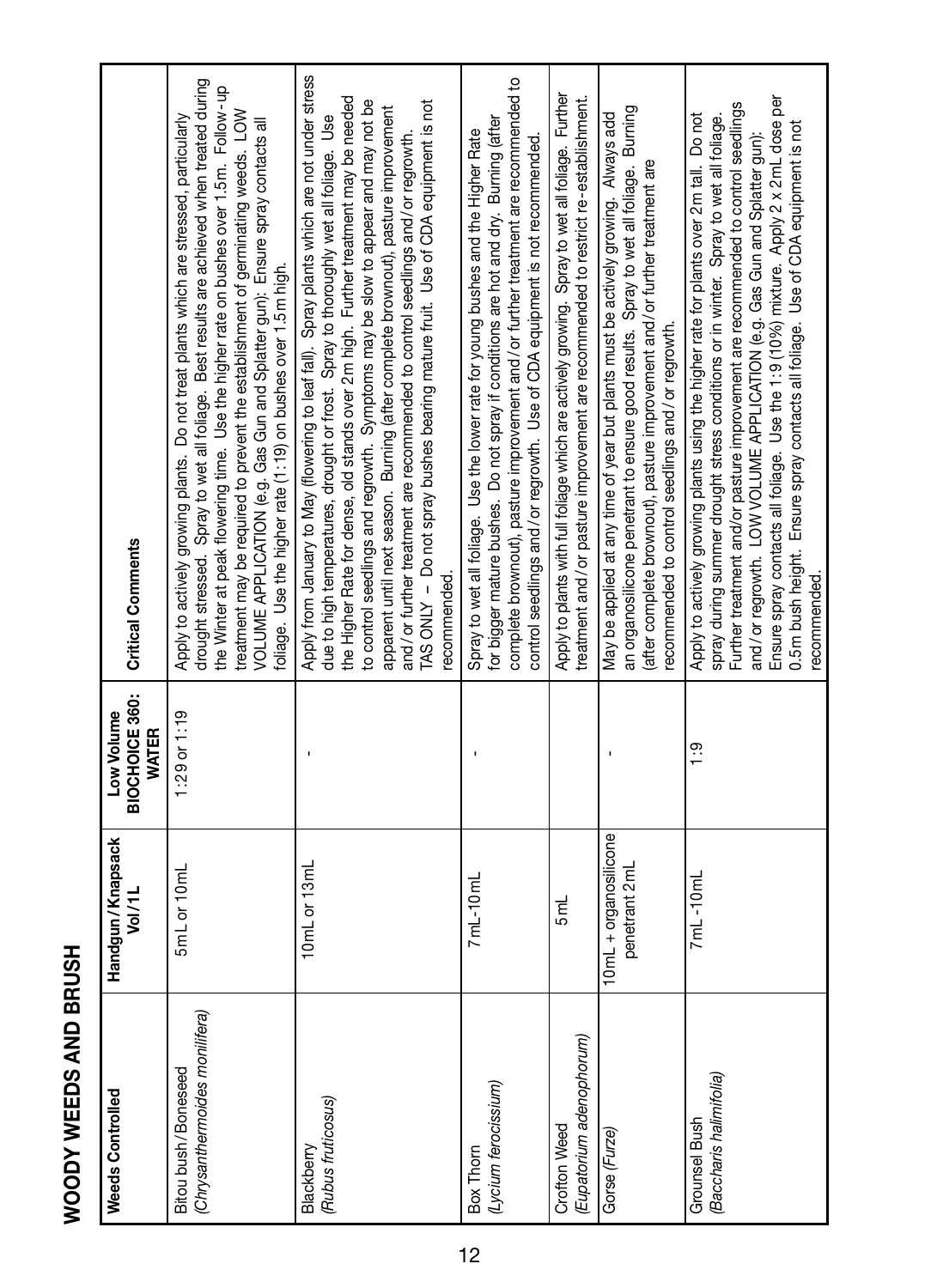## WOODY WEEDS AND BRUSH

| Weeds Controlled | Handgun/Knapsack Vol/1L | Low Volume BIOCHOICE 360: WATER | Critical Comments |
|---|---|---|---|
| Bitou bush/Boneseed *(Chrysanthemoides monilifera)* | 5mL or 10mL | 1:29 or 1:19 | Apply to actively growing plants. Do not treat plants which are stressed, particularly drought stressed. Spray to wet all foliage. Best results are achieved when treated during the Winter at peak flowering time. Use the higher rate on bushes over 1.5m. Follow-up treatment may be required to prevent the establishment of germinating weeds. LOW VOLUME APPLICATION (e.g. Gas Gun and Splatter gun): Ensure spray contacts all foliage. Use the higher rate (1:19) on bushes over 1.5m high. |
| Blackberry *(Rubus fruticosus)* | 10mL or 13mL | - | Apply from January to May (flowering to leaf fall). Spray plants which are not under stress due to high temperatures, drought or frost. Spray to thoroughly wet all foliage. Use the Higher Rate for dense, old stands over 2m high. Further treatment may be needed to control seedlings and regrowth. Symptoms may be slow to appear and may not be apparent until next season. Burning (after complete brownout), pasture improvement and/or further treatment are recommended to control seedlings and/or regrowth. TAS ONLY – Do not spray bushes bearing mature fruit. Use of CDA equipment is not recommended. |
| Box Thorn *(Lycium ferocissium)* | 7mL-10mL | - | Spray to wet all foliage. Use the lower rate for young bushes and the Higher Rate for bigger mature bushes. Do not spray if conditions are hot and dry. Burning (after complete brownout), pasture improvement and/or further treatment are recommended to control seedlings and/or regrowth. Use of CDA equipment is not recommended. |
| Crofton Weed *(Eupatorium adenophorum)* | 5mL | | Apply to plants with full foliage which are actively growing. Spray to wet all foliage. Further treatment and/or pasture improvement are recommended to restrict re-establishment. |
| Gorse *(Furze)* | 10mL + organosilicone penetrant 2mL | - | May be applied at any time of year but plants must be actively growing. Always add an organosilicone penetrant to ensure good results. Spray to wet all foliage. Burning (after complete brownout), pasture improvement and/or further treatment are recommended to control seedlings and/or regrowth. |
| Grounsel Bush *(Baccharis halimifolia)* | 7mL-10mL | 1:9 | Apply to actively growing plants using the higher rate for plants over 2m tall. Do not spray during summer drought stress conditions or in winter. Spray to wet all foliage. Further treatment and/or pasture improvement are recommended to control seedlings and/or regrowth. LOW VOLUME APPLICATION (e.g. Gas Gun and Splatter gun): Ensure spray contacts all foliage. Use the 1:9 (10%) mixture. Apply 2 x 2mL dose per 0.5m bush height. Ensure spray contacts all foliage. Use of CDA equipment is not recommended. |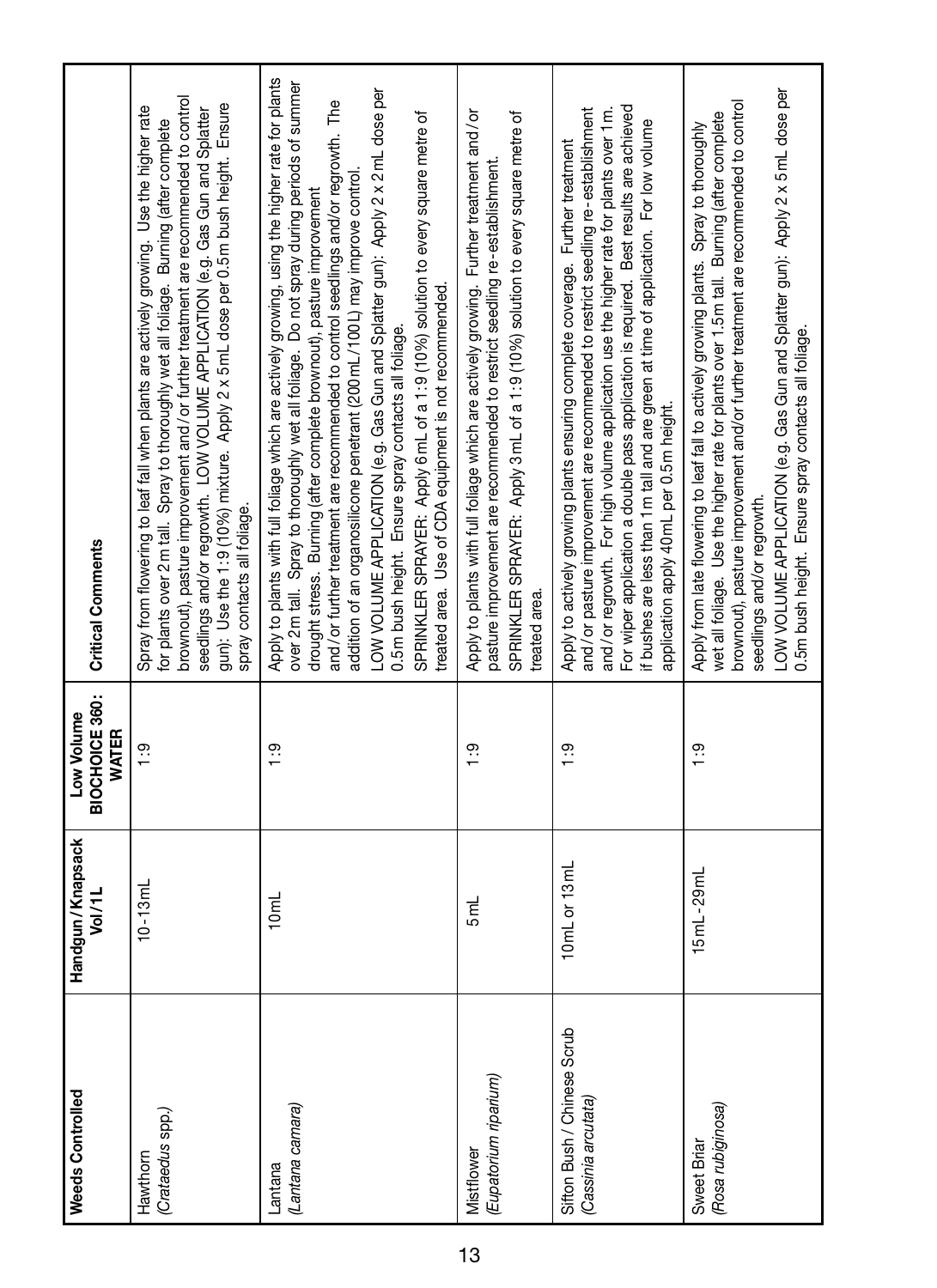| Weeds Controlled | Handgun/Knapsack Vol/1L | Low Volume BIOCHOICE 360: WATER | Critical Comments |
|---|---|---|---|
| Hawthorn (*Crataedus* spp.) | 10 - 13 mL | 1:9 | Spray from flowering to leaf fall when plants are actively growing. Use the higher rate for plants over 2 m tall. Spray to thoroughly wet all foliage. Burning (after complete brownout), pasture improvement and/or further treatment are recommended to control seedlings and/or regrowth. LOW VOLUME APPLICATION (e.g. Gas Gun and Splatter gun): Use the 1:9 (10%) mixture. Apply 2 x 5 mL dose per 0.5 m bush height. Ensure spray contacts all foliage. |
| Lantana (*Lantana camara*) | 10 mL | 1:9 | Apply to plants with full foliage which are actively growing, using the higher rate for plants over 2 m tall. Spray to thoroughly wet all foliage. Do not spray during periods of summer drought stress. Burning (after complete brownout), pasture improvement and/or further treatment are recommended to control seedlings and/or regrowth. The addition of an organosilicone penetrant (200 mL/100 L) may improve control.<br>LOW VOLUME APPLICATION (e.g. Gas Gun and Splatter gun): Apply 2 x 2 mL dose per 0.5 m bush height. Ensure spray contacts all foliage.<br>SPRINKLER SPRAYER: Apply 6 mL of a 1:9 (10%) solution to every square metre of treated area. Use of CDA equipment is not recommended. |
| Mistflower (*Eupatorium riparium*) | 5 mL | 1:9 | Apply to plants with full foliage which are actively growing. Further treatment and/or pasture improvement are recommended to restrict seedling re-establishment.<br>SPRINKLER SPRAYER: Apply 3 mL of a 1:9 (10%) solution to every square metre of treated area. |
| Sifton Bush / Chinese Scrub (*Cassinia arcutata*) | 10 mL or 13 mL | 1:9 | Apply to actively growing plants ensuring complete coverage. Further treatment and/or pasture improvement are recommended to restrict seedling re-establishment and/or regrowth. For high volume application use the higher rate for plants over 1 m. For wiper application a double pass application is required. Best results are achieved if bushes are less than 1 m tall and are green at time of application. For low volume application apply 40 mL per 0.5 m height. |
| Sweet Briar (*Rosa rubiginosa*) | 15 mL - 29 mL | 1:9 | Apply from late flowering to leaf fall to actively growing plants. Spray to thoroughly wet all foliage. Use the higher rate for plants over 1.5 m tall. Burning (after complete brownout), pasture improvement and/or further treatment are recommended to control seedlings and/or regrowth.<br>LOW VOLUME APPLICATION (e.g. Gas Gun and Splatter gun): Apply 2 x 5 mL dose per 0.5 m bush height. Ensure spray contacts all foliage. |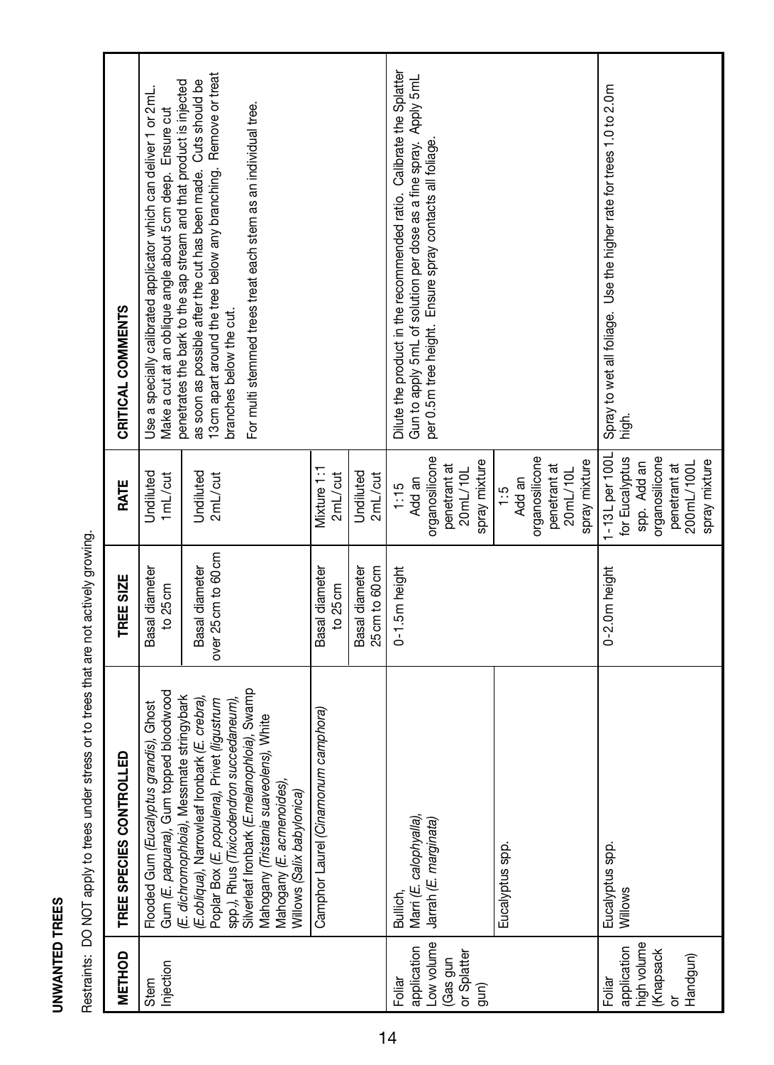**UNWANTED TREES**

Restraints: DO NOT apply to trees under stress or to trees that are not actively growing.

| METHOD | TREE SPECIES CONTROLLED | TREE SIZE | RATE | CRITICAL COMMENTS |
|---|---|---|---|---|
| Stem Injection | Flooded Gum (*Eucalyptus grandis*), Ghost Gum (*E. papuana*), Gum topped bloodwood (*E. dichromophloia*), Messmate stringybark (*E.obliqua*), Narrowleaf Ironbark (*E. crebra*), Poplar Box (*E. populena*), Privet (*ligustrum* spp.), Rhus (*Tixicodendron succedaneum*), Silverleaf Ironbark (*E.melanophloia*), Swamp Mahogany (*Tristania suaveolens*), White Mahogany (*E. acmenoides*), Willows (*Salix babylonica*) | Basal diameter to 25 cm | Undiluted 1mL/cut | Use a specially calibrated applicator which can deliver 1 or 2mL. Make a cut at an oblique angle about 5 cm deep. Ensure cut penetrates the bark to the sap stream and that product is injected as soon as possible after the cut has been made. Cuts should be 13cm apart around the tree below any branching. Remove or treat branches below the cut. For multi stemmed trees treat each stem as an individual tree. |
| | | Basal diameter over 25 cm to 60 cm | Undiluted 2mL/cut | |
| | Camphor Laurel (*Cinamonum camphora*) | Basal diameter to 25 cm | Mixture 1:1 2mL/cut | |
| | | Basal diameter 25 cm to 60 cm | Undiluted 2mL/cut | |
| Foliar application Low volume (Gas gun or Splatter gun) | Bullich, Marri (*E. calophyalla*), Jarrah (*E. marginata*) | 0-1.5 m height | 1:15 Add an organosilicone penetrant at 20mL/10L spray mixture | Dilute the product in the recommended ratio. Calibrate the Splatter Gun to apply 5mL of solution per dose as a fine spray. Apply 5mL per 0.5 m tree height. Ensure spray contacts all foliage. |
| | Eucalyptus spp. | | 1:5 Add an organosilicone penetrant at 20mL/10L spray mixture | |
| Foliar application high volume (Knapsack or Handgun) | Eucalyptus spp. Willows | 0-2.0 m height | 1-13 L per 100L for Eucalyptus spp. Add an organosilicone penetrant at 200mL/100L spray mixture | Spray to wet all foliage. Use the higher rate for trees 1.0 to 2.0 m high. |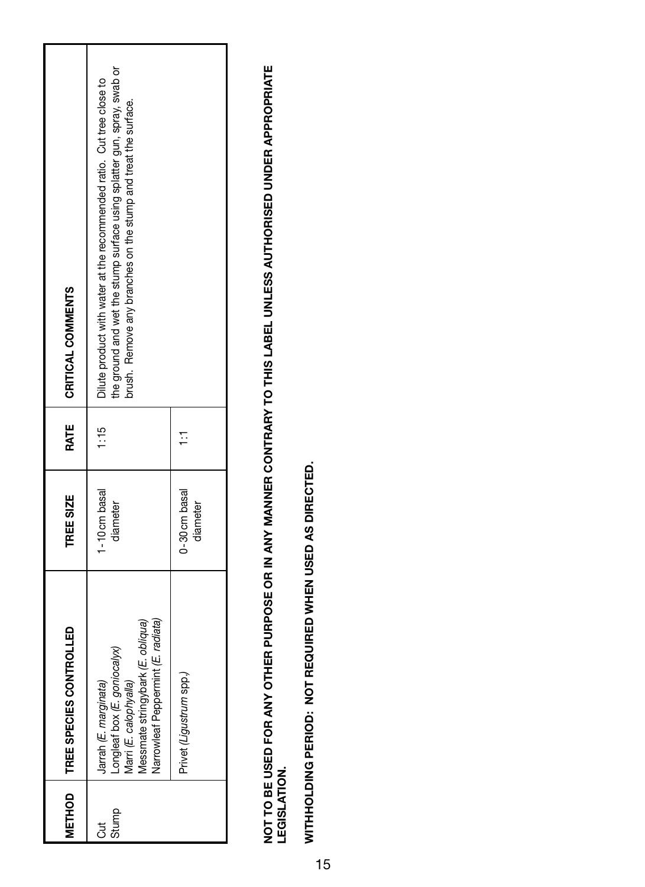| METHOD | TREE SPECIES CONTROLLED | TREE SIZE | RATE | CRITICAL COMMENTS |
|---|---|---|---|---|
| Cut Stump | Jarrah (*E. marginata*)<br>Longleaf box (*E. goniocalyx*)<br>Marri (*E. calophyalla*)<br>Messmate stringybark (*E. obliqua*)<br>Narrowleaf Peppermint (*E. radiata*) | 1 - 10 cm basal diameter | 1:15 | Dilute product with water at the recommended ratio. Cut tree close to the ground and wet the stump surface using splatter gun, spray, swab or brush. Remove any branches on the stump and treat the surface. |
| | Privet (*Ligustrum* spp.) | 0 - 30 cm basal diameter | 1:1 | |

**NOT TO BE USED FOR ANY OTHER PURPOSE OR IN ANY MANNER CONTRARY TO THIS LABEL UNLESS AUTHORISED UNDER APPROPRIATE LEGISLATION.**

**WITHHOLDING PERIOD: NOT REQUIRED WHEN USED AS DIRECTED.**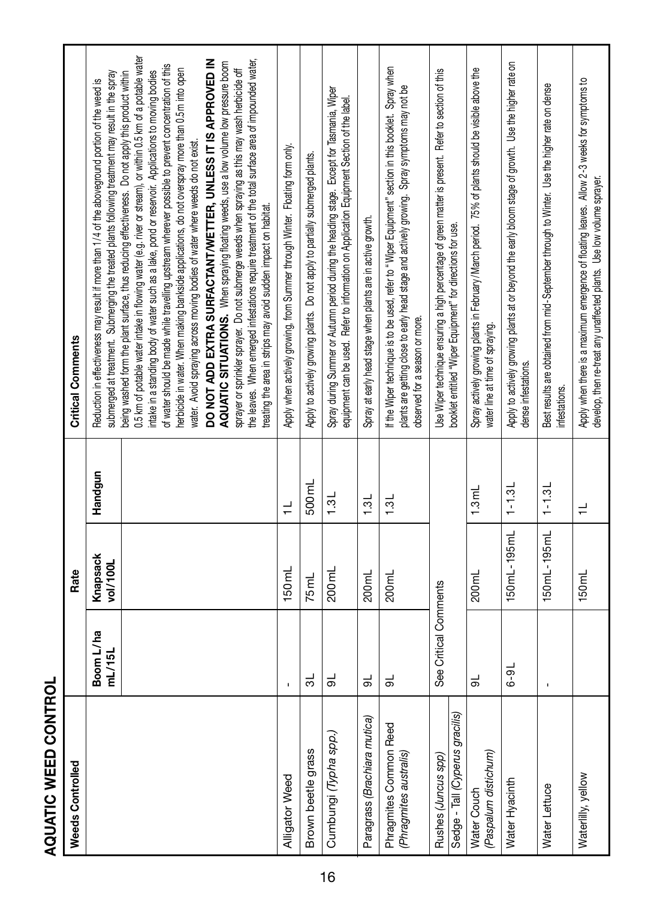# AQUATIC WEED CONTROL

| Weeds Controlled | Rate | | | Critical Comments |
|---|---|---|---|---|
| | Boom L/ha mL/15L | Knapsack vol/100L | Handgun | Reduction in effectiveness may result if more than 1/4 of the aboveground portion of the weed is submerged at treatment. Submerging the treated plants following treatment may result in the spray being washed form the plant surface, thus reducing effectiveness. Do not apply this product within 0.5 km of potable water intake in flowing water (e.g. river or stream), or within 0.5 km of a potable water intake in a standing body of water such as a lake, pond or reservoir. Applications to moving bodies of water should be made while travelling upstream wherever possible to prevent concentration of this herbicide in water. When making bankside applications, do not overspray more than 0.5 m into open water. Avoid spraying across moving bodies of water where weeds do not exist. **DO NOT ADD EXTRA SURFACTANT/WETTER, UNLESS IT IS APPROVED IN AQUATIC SITUATIONS.** When spraying floating weeds, use a low volume low pressure boom sprayer or sprinkler sprayer. Do not submerge weeds when spraying as this may wash herbicide off the leaves. When emerged infestations require treatment of the total surface area of impounded water, treating the area in strips may avoid sudden impact on habitat. |
| Alligator Weed | - | 150mL | 1L | Apply when actively growing, from Summer through Winter. Floating form only. |
| Brown beetle grass | 3L | 75mL | 500mL | Apply to actively growing plants. Do not apply to partially submerged plants. |
| Cumbungi (*Typha spp.*) | 9L | 200mL | 1.3L | Spray during Summer or Autumn period during the heading stage. Except for Tasmania, Wiper equipment can be used. Refer to information on Application Equipment Section of the label. |
| Paragrass (*Brachiara mutica*) | 9L | 200mL | 1.3L | Spray at early head stage when plants are in active growth. |
| Phragmites Common Reed (*Phragmites australis*) | 9L | 200mL | 1.3L | If the Wiper technique is to be used, refer to "Wiper Equipment" section in this booklet. Spray when plants are getting close to early head stage and actively growing. Spray symptoms may not be observed for a season or more. |
| Rushes (*Juncus spp*) | See Critical Comments | | | Use Wiper technique ensuring a high percentage of green matter is present. Refer to section of this booklet entitled "Wiper Equipment" for directions for use. |
| Sedge - Tall (*Cyperus gracilis*) | | | | |
| Water Couch (*Paspalum distichum*) | 9L | 200mL | 1.3mL | Spray actively growing plants in February/March period. 75% of plants should be visible above the water line at time of spraying. |
| Water Hyacinth | 6-9L | 150mL-195mL | 1-1.3L | Apply to actively growing plants at or beyond the early bloom stage of growth. Use the higher rate on dense infestations. |
| Water Lettuce | - | 150mL-195mL | 1-1.3L | Best results are obtained from mid-September through to Winter. Use the higher rate on dense infestations. |
| Waterlilly, yellow | - | 150mL | 1L | Apply when there is a maximum emergence of floating leaves. Allow 2-3 weeks for symptoms to develop, then re-treat any unaffected plants. Use low volume sprayer. |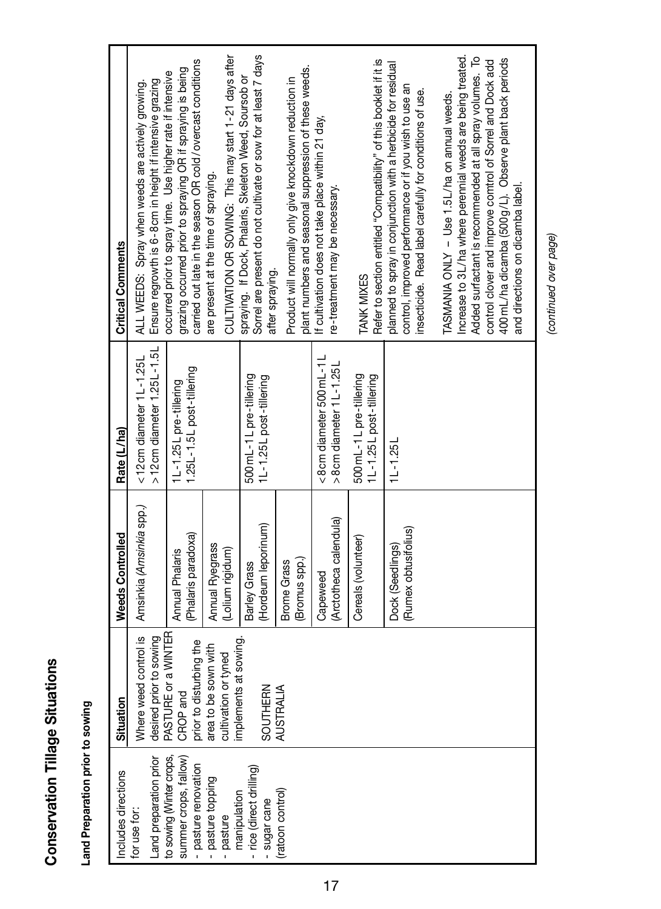# Conservation Tillage Situations

**Land Preparation prior to sowing**

| Includes directions for use for: | Situation | Weeds Controlled | Rate (L/ha) | Critical Comments |
|---|---|---|---|---|
| Land preparation prior to sowing (Winter crops, summer crops, fallow) - pasture renovation - pasture topping - pasture manipulation - rice (direct drilling) - sugar cane (ratoon control) | Where weed control is desired prior to sowing PASTURE or a WINTER CROP and prior to disturbing the area to be sown with cultivation or tyned implements at sowing. SOUTHERN AUSTRALIA | Amsinkia (*Amsinkia* spp.) | <12cm diameter 1L-1.25L >12cm diameter 1.25L-1.5L | ALL WEEDS: Spray when weeds are actively growing. Ensure regrowth is 6-8cm in height if intensive grazing occurred prior to spray time. Use higher rate if intensive grazing occurred prior to spraying OR if spraying is being carried out late in the season OR cold/overcast conditions are present at the time of spraying. |
| | | Annual Phalaris (Phalaris paradoxa) | 1L-1.25L pre-tillering 1.25L-1.5L post-tillering | CULTIVATION OR SOWING: This may start 1-21 days after spraying. If Dock, Phalaris, Skeleton Weed, Soursob or Sorrel are present do not cultivate or sow for at least 7 days after spraying. |
| | | Annual Ryegrass (Lolium rigidum) | | Product will normally only give knockdown reduction in plant numbers and seasonal suppression of these weeds. |
| | | Barley Grass (Hordeum leporinum) | 500mL-1L pre-tillering 1L-1.25L post-tillering | If cultivation does not take place within 21 day, re-treatment may be necessary. |
| | | Brome Grass (Bromus spp.) | | |
| | | Capeweed (Arctotheca calendula) | <8cm diameter 500mL-1L >8cm diameter 1L-1.25L | TANK MIXES Refer to section entitled "Compatibility" of this booklet if it is planned to spray in conjunction with a herbicide for residual control, improved performance or if you wish to use an insecticide. Read label carefully for conditions of use. |
| | | Cereals (volunteer) | 500mL-1L pre-tillering 1L-1.25L post-tillering | |
| | | Dock (Seedlings) (Rumex obtusifolius) | 1L-1.25L | TASMANIA ONLY – Use 1.5L/ha on annual weeds. Increase to 3L/ha where perennial weeds are being treated. Added surfactant is recommended at all spray volumes. To control clover and improve comtrol of Sorrel and Dock add 400mL/ha dicamba (500g/L). Observe plant back periods and directions on dicamba label. |

*(continued over page)*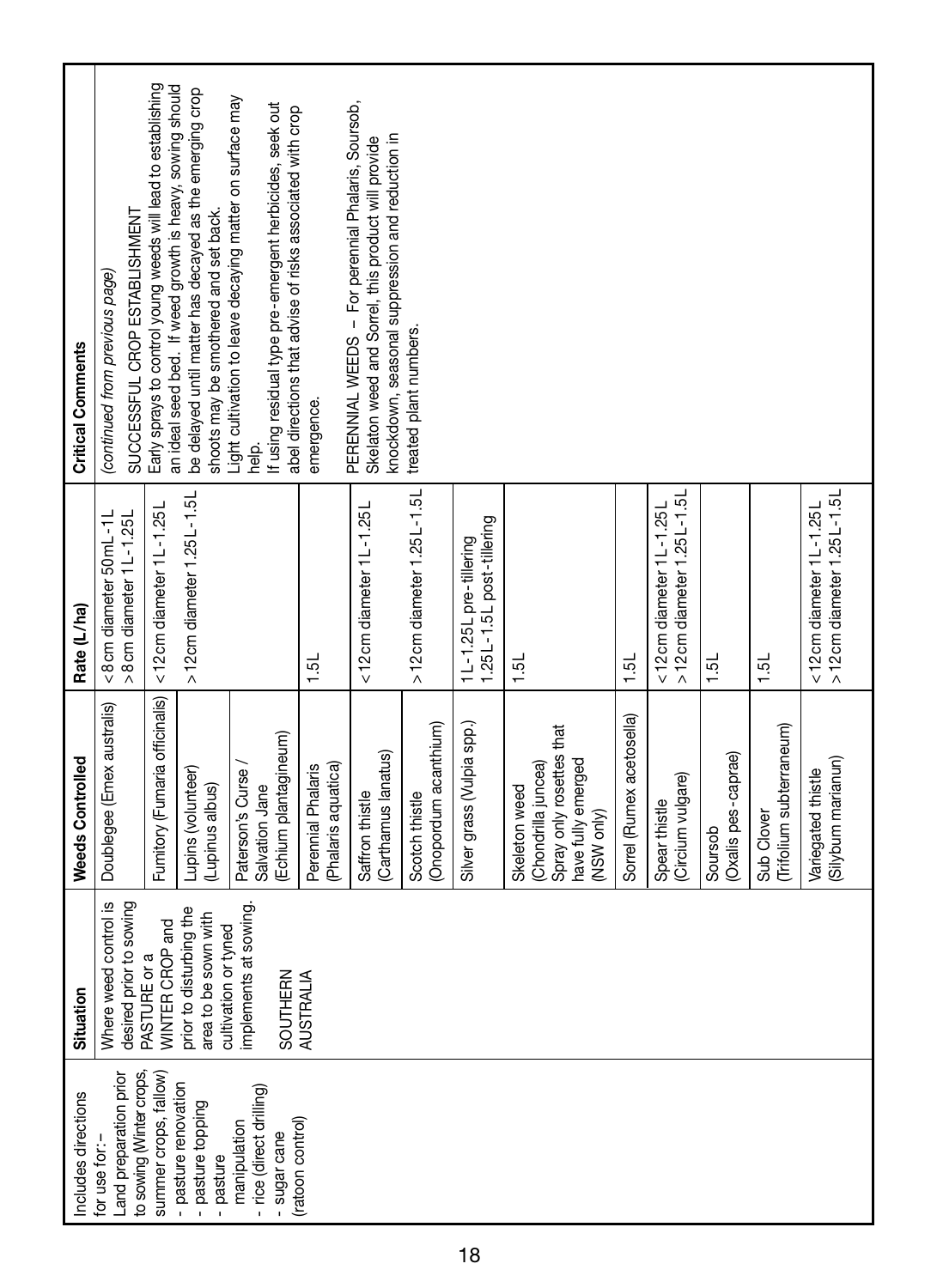| Includes directions for use for:– | Situation | Weeds Controlled | Rate (L/ha) | Critical Comments |
|---|---|---|---|---|
| Land preparation prior to sowing (Winter crops, summer crops, fallow)<br>- pasture renovation<br>- pasture topping<br>- pasture manipulation<br>- rice (direct drilling)<br>- sugar cane (ratoon control) | Where weed control is desired prior to sowing PASTURE or a WINTER CROP and prior to disturbing the area to be sown with cultivation or tyned implements at sowing.<br><br>SOUTHERN AUSTRALIA | Doublegee (Emex australis) | <8 cm diameter 50 mL-1L<br>>8 cm diameter 1 L-1.25L | *(continued from previous page)*<br><br>SUCCESSFUL CROP ESTABLISHMENT<br>Early sprays to control young weeds will lead to establishing an ideal seed bed. If weed growth is heavy, sowing should be delayed until matter has decayed as the emerging crop shoots may be smothered and set back.<br>Light cultivation to leave decaying matter on surface may help.<br>If using residual type pre-emergent herbicides, seek out abel directions that advise of risks associated with crop emergence.<br><br>PERENNIAL WEEDS – For perennial Phalaris, Soursob, Skelaton weed and Sorrel, this product will provide knockdown, seasonal suppression and reduction in treated plant numbers. |
| | | Fumitory (Fumaria officinalis) | <12 cm diameter 1 L-1.25L | |
| | | Lupins (volunteer) (Lupinus albus) | >12 cm diameter 1.25L-1.5L | |
| | | Paterson's Curse / Salvation Jane (Echium plantagineum) | | |
| | | Perennial Phalaris (Phalaris aquatica) | 1.5L | |
| | | Saffron thistle (Carthamus lanatus) | <12 cm diameter 1 L-1.25L | |
| | | Scotch thistle (Onopordum acanthium) | >12 cm diameter 1.25L-1.5L | |
| | | Silver grass (Vulpia spp.) | 1 L-1.25L pre-tillering<br>1.25L-1.5L post-tillering | |
| | | Skeleton weed (Chondrilla juncea)<br>Spray only rosettes that have fully emerged (NSW only) | 1.5L | |
| | | Sorrel (Rumex acetosella) | 1.5L | |
| | | Spear thistle (Circium vulgare) | <12 cm diameter 1 L-1.25L<br>>12 cm diameter 1.25L-1.5L | |
| | | Soursob (Oxalis pes-caprae) | 1.5L | |
| | | Sub Clover (Trifolium subterraneum) | 1.5L | |
| | | Variegated thistle (Silybum marianun) | <12 cm diameter 1 L-1.25L<br>>12 cm diameter 1.25L-1.5L | |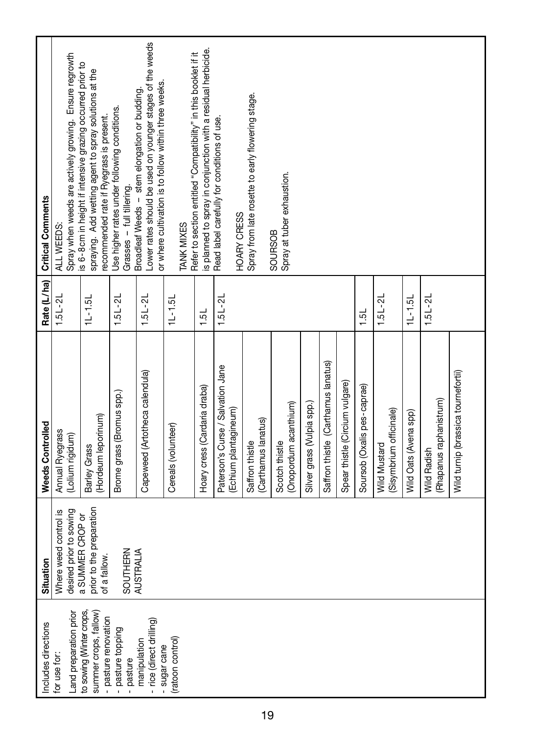| Includes directions for use for: | Situation | Weeds Controlled | Rate (L/ha) | Critical Comments |
|---|---|---|---|---|
| Land preparation prior to sowing (Winter crops, summer crops, fallow) - pasture renovation - pasture topping - pasture manipulation - rice (direct drilling) - sugar cane (ratoon control) | Where weed control is desired prior to sowing a SUMMER CROP or prior to the preparation of a fallow. SOUTHERN AUSTRALIA | Annual Ryegrass (Lolium rigidum) | 1.5L-2L | ALL WEEDS: Spray when weeds are actively growing. Ensure regrowth is 6-8cm in height if intensive grazing occurred prior to spraying. Add wetting agent to spray solutions at the recommended rate if Ryegrass is present. Use higher rates under following conditions. Grasses – full tillering. Broadleaf Weeds – stem elongation or budding. Lower rates should be used on younger stages of the weeds or where cultivation is to follow within three weeks. TANK MIXES Refer to section entitled "Compatibility" in this booklet if it is planned to spray in conjunction with a residual herbicide. Read label carefully for conditions of use. HOARY CRESS Spray from late rosette to early flowering stage. SOURSOB Spray at tuber exhaustion. |
| | | Barley Grass (Hordeum leporinum) | 1L-1.5L | |
| | | Brome grass (Bromus spp.) | 1.5L-2L | |
| | | Capeweed (Artotheca calendula) | 1.5L-2L | |
| | | Cereals (volunteer) | 1L-1.5L | |
| | | Hoary cress (Cardaria draba) | 1.5L | |
| | | Paterson's Curse / Salvation Jane (Echium plantagineum) | 1.5L-2L | |
| | | Saffron thistle (Carthamus lanatus) | | |
| | | Scotch thistle (Onopordum acanthium) | | |
| | | Silver grass (Vulpia spp.) | | |
| | | Saffron thistle (Carthamus lanatus) | | |
| | | Spear thistle (Circium vulgare) | | |
| | | Soursob (Oxalis pes-caprae) | 1.5L | |
| | | Wild Mustard (Sisymbrium officinale) | 1.5L-2L | |
| | | Wild Oats (Avena spp) | 1L-1.5L | |
| | | Wild Radish (Rhapanus raphanistrum) | 1.5L-2L | |
| | | Wild turnip (brassica tournefortii) | | |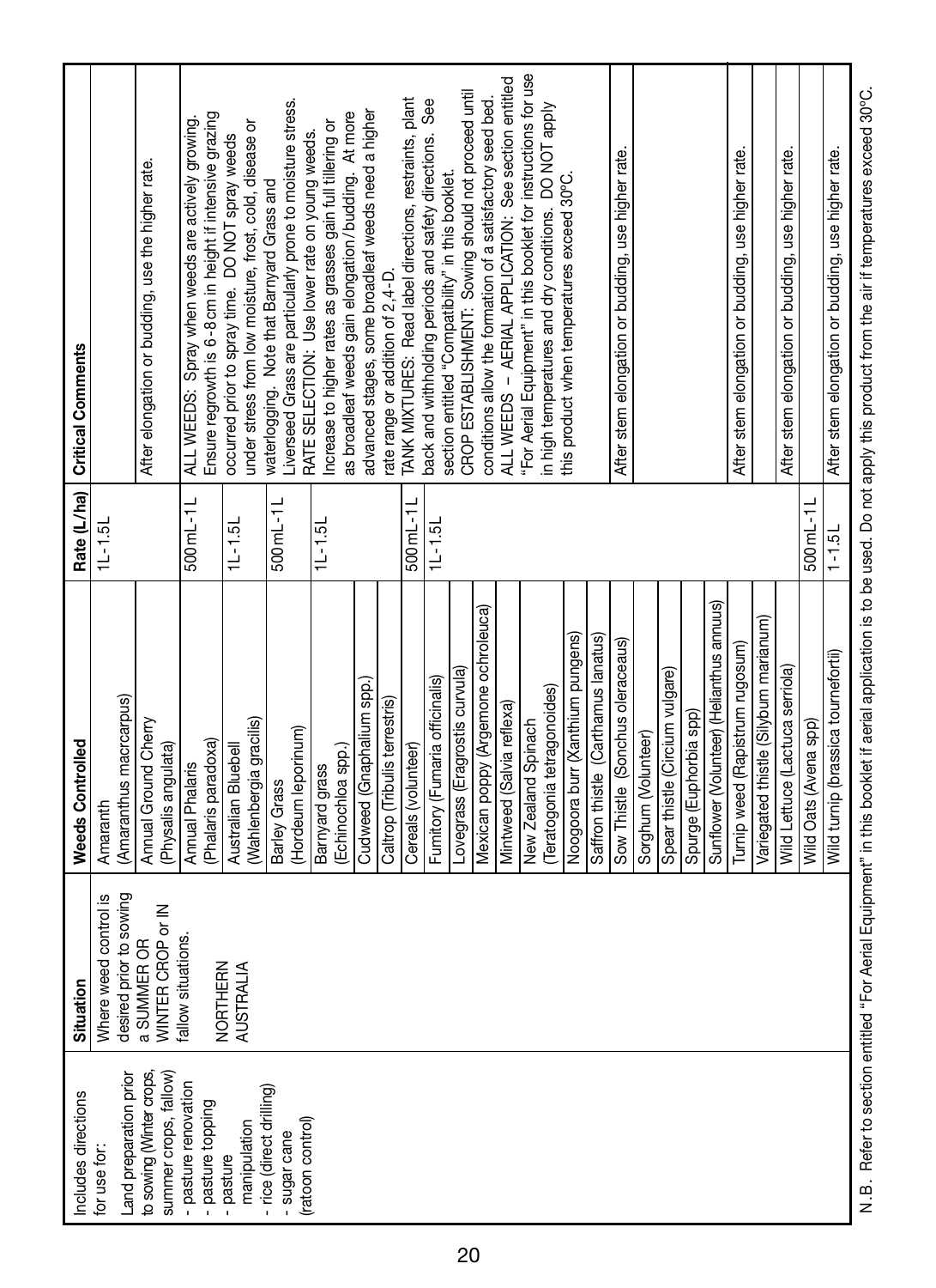| Includes directions for use for: | Situation | Weeds Controlled | Rate (L/ha) | Critical Comments |
|---|---|---|---|---|
| Land preparation prior to sowing (Winter crops, summer crops, fallow)<br>- pasture renovation<br>- pasture topping<br>- pasture manipulation<br>- rice (direct drilling)<br>- sugar cane (ratoon control) | Where weed control is desired prior to sowing a SUMMER OR WINTER CROP or IN fallow situations.<br><br>NORTHERN AUSTRALIA | Amaranth (Amaranthus macrcarpus) | 1L-1.5L | |
| | | Annual Ground Cherry (Physalis angulata) | | After elongation or budding, use the higher rate. |
| | | Annual Phalaris (Phalaris paradoxa) | 500mL-1L | ALL WEEDS: Spray when weeds are actively growing. Ensure regrowth is 6-8cm in height if intensive grazing occurred prior to spray time. DO NOT spray weeds under stress from low moisture, frost, cold, disease or waterlogging. Note that Barnyard Grass and Liverseed Grass are particularly prone to moisture stress.<br>RATE SELECTION: Use lower rate on young weeds. Increase to higher rates as grasses gain full tillering or as broadleaf weeds gain elongation/budding. At more advanced stages, some broadleaf weeds need a higher rate range or addition of 2,4-D.<br>TANK MIXTURES: Read label directions, restraints, plant back and withholding periods and safety directions. See section entitled "Compatibility" in this booklet.<br>CROP ESTABLISHMENT: Sowing should not proceed until conditions allow the formation of a satisfactory seed bed.<br>ALL WEEDS – AERIAL APPLICATION: See section entitled "For Aerial Equipment" in this booklet for instructions for use in high temperatures and dry conditions. DO NOT apply this product when temperatures exceed 30°C. |
| | | Australian Bluebell (Wahlenbergia gracilis) | 1L-1.5L | |
| | | Barley Grass (Hordeum leporinum) | 500mL-1L | |
| | | Barnyard grass (Echinochloa spp.) | 1L-1.5L | |
| | | Cudweed (Gnaphalium spp.) | | |
| | | Caltrop (Tribulis terrestris) | | |
| | | Cereals (volunteer) | 500mL-1L | |
| | | Fumitory (Fumaria officinalis) | 1L-1.5L | |
| | | Lovegrass (Eragrostis curvula) | | |
| | | Mexican poppy (Argemone ochroleuca) | | |
| | | Mintweed (Salvia reflexa) | | |
| | | New Zealand Spinach (Teratogonia tetragonoides) | | |
| | | Noogoora burr (Xanthium pungens) | | |
| | | Saffron thistle (Carthamus lanatus) | | |
| | | Sow Thistle (Sonchus oleraceaus) | | After stem elongation or budding, use higher rate. |
| | | Sorghum (Volunteer) | | |
| | | Spear thistle (Circium vulgare) | | |
| | | Spurge (Euphorbia spp) | | |
| | | Sunflower (Volunteer) (Helianthus annuus) | | |
| | | Turnip weed (Rapistrum rugosum) | | After stem elongation or budding, use higher rate. |
| | | Variegated thistle (Silybum marianum) | | |
| | | Wild Lettuce (Lactuca serriola) | | After stem elongation or budding, use higher rate. |
| | | Wild Oats (Avena spp) | 500mL-1L | |
| | | Wild turnip (brassica tournefortii) | 1-1.5L | After stem elongation or budding, use higher rate. |

N.B. Refer to section entitled "For Aerial Equipment" in this booklet if aerial application is to be used. Do not apply this product from the air if temperatures exceed 30°C.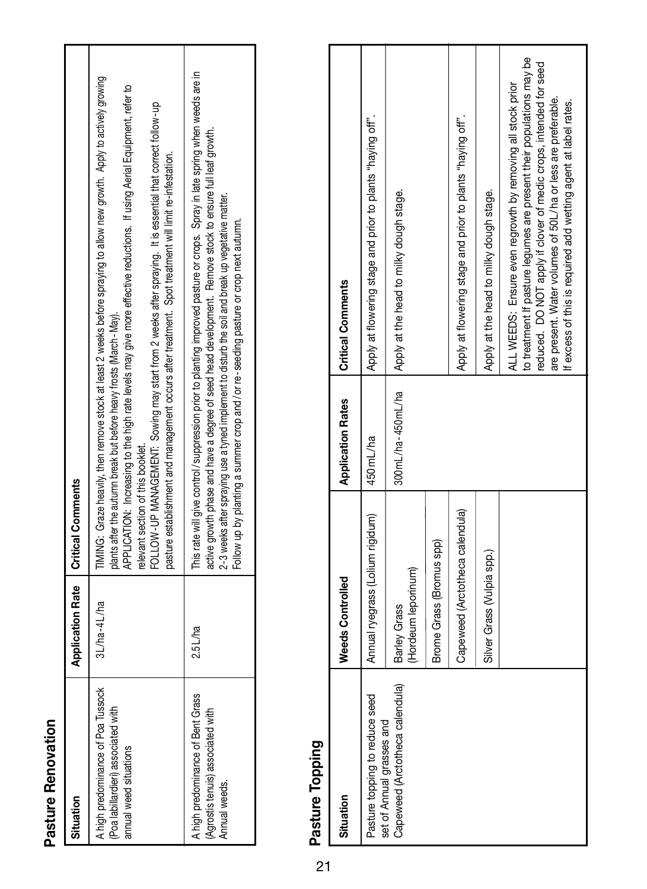## Pasture Renovation

| Situation | Application Rate | Critical Comments |
|---|---|---|
| A high predominance of Poa Tussock (Poa labillardieri) associated with annual weed situations | 3L/ha-4L/ha | TIMING: Graze heavily, then remove stock at least 2 weeks before spraying to allow new growth. Apply to actively growing plants after the autumn break but before heavy frosts (March-May). APPLICATION: Increasing to the high rate levels may give more effective reductions. If using Aerial Equipment, refer to relevant section of this booklet. FOLLOW-UP MANAGEMENT: Sowing may start from 2 weeks after spraying. It is essential that correct follow-up pasture establishment and management occurs after treatment. Spot treatment will limit re-infestation. |
| A high predominance of Bent Grass (Agrostis tenuis) associated with Annual weeds. | 2.5L/ha | This rate will give control/suppression prior to planting improved pasture or crops. Spray in late spring when weeds are in active growth phase and have a degree of seed head development. Remove stock to ensure full leaf growth. 2-3 weeks after spraying use a tyned implement to disturb the soil and break up vegetative matter. Follow up by planting a summer crop and/or re-seeding pasture or crop next autumn. |

## Pasture Topping

| Situation | Weeds Controlled | Application Rates | Critical Comments |
|---|---|---|---|
| Pasture topping to reduce seed set of Annual grasses and Capeweed (Arctotheca calendula) | Annual ryegrass (Lolium rigidum) | 450mL/ha | Apply at flowering stage and prior to plants "haying off". |
| | Barley Grass (Hordeum leporinum) | 300mL/ha-450mL/ha | Apply at the head to milky dough stage. |
| | Brome Grass (Bromus spp) | | |
| | Capeweed (Arctotheca calendula) | | Apply at flowering stage and prior to plants "haying off". |
| | Silver Grass (Vulpia spp.) | | Apply at the head to milky dough stage. |
| | | | ALL WEEDS: Ensure even regrowth by removing all stock prior to treatment If pasture legumes are present their populations may be reduced. DO NOT apply if clover of medic crops, intended for seed are present. Water volumes of 50L/ha or less are preferable. If excess of this is required add wetting agent at label rates. |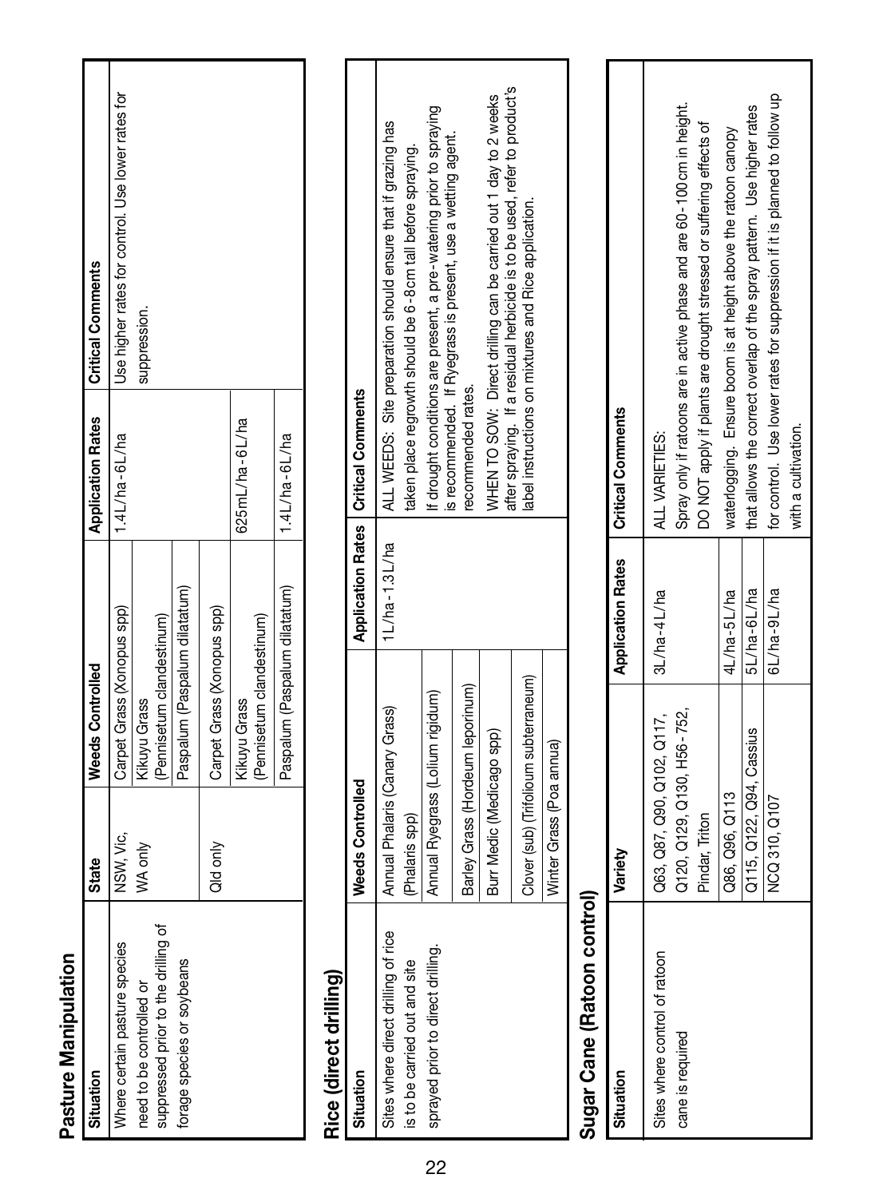## Pasture Manipulation

| Situation | State | Weeds Controlled | Application Rates | Critical Comments |
|---|---|---|---|---|
| Where certain pasture species need to be controlled or suppressed prior to the drilling of forage species or soybeans | NSW, Vic, WA only | Carpet Grass (Axonopus spp) | 1.4L/ha - 6L/ha | Use higher rates for control. Use lower rates for suppression. |
| | | Kikuyu Grass (Pennisetum clandestinum) | | |
| | | Paspalum (Paspalum dilatatum) | | |
| | Qld only | Carpet Grass (Axonopus spp) | | |
| | | Kikuyu Grass (Pennisetum clandestinum) | 625mL/ha - 6L/ha | |
| | | Paspalum (Paspalum dilatatum) | 1.4L/ha - 6L/ha | |

## Rice (direct drilling)

| Situation | Weeds Controlled | Application Rates | Critical Comments |
|---|---|---|---|
| Sites where direct drilling of rice is to be carried out and site sprayed prior to direct drilling. | Annual Phalaris (Canary Grass) (Phalaris spp) | 1L/ha - 1.3L/ha | ALL WEEDS: Site preparation should ensure that if grazing has taken place regrowth should be 6 - 8cm tall before spraying. |
| | Annual Ryegrass (Lolium rigidum) | | If drought conditions are present, a pre-watering prior to spraying is recommended. If Ryegrass is present, use a wetting agent. |
| | Barley Grass (Hordeum leporinum) | | recommended rates. |
| | Burr Medic (Medicago spp) | | WHEN TO SOW: Direct drilling can be carried out 1 day to 2 weeks after spraying. If a residual herbicide is to be used, refer to product's label instructions on mixtures and Rice application. |
| | Clover (sub) (Trifolium subterraneum) | | |
| | Winter Grass (Poa annua) | | |

## Sugar Cane (Ratoon control)

| Situation | Variety | Application Rates | Critical Comments |
|---|---|---|---|
| Sites where control of ratoon cane is required | Q63, Q87, Q90, Q102, Q117, Q120, Q129, Q130, H56 - 752, Pindar, Triton | 3L/ha - 4L/ha | ALL VARIETIES: Spray only if ratoons are in active phase and are 60 - 100cm in height. DO NOT apply if plants are drought stressed or suffering effects of |
| | Q86, Q96, Q113 | 4L/ha - 5L/ha | waterlogging. Ensure boom is at height above the ratoon canopy |
| | Q115, Q122, Q94, Cassius | 5L/ha - 6L/ha | that allows the correct overlap of the spray pattern. Use higher rates |
| | NCQ 310, Q107 | 6L/ha - 9L/ha | for control. Use lower rates for suppression if it is planned to follow up with a cultivation. |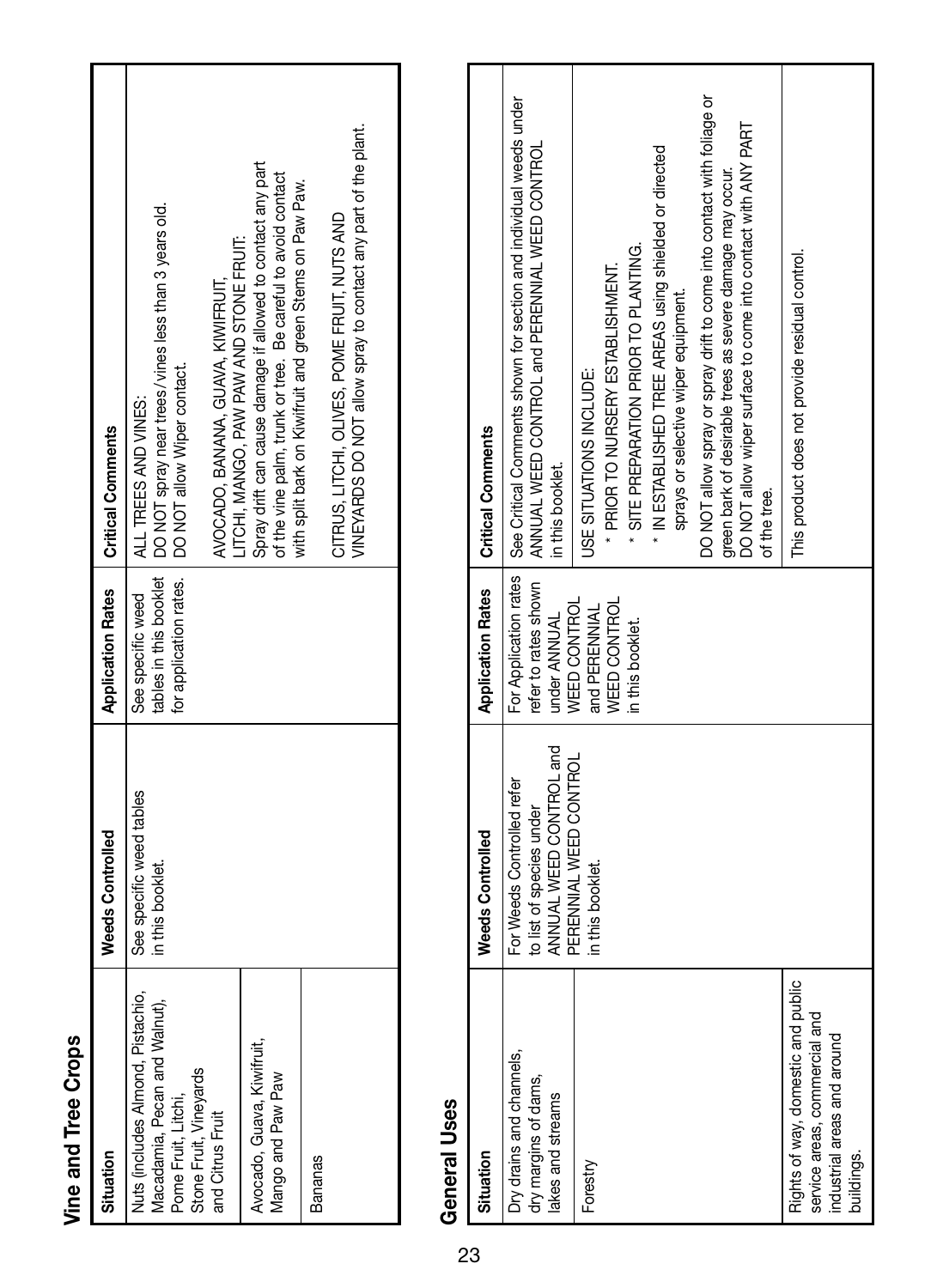## Vine and Tree Crops

| Situation | Weeds Controlled | Application Rates | Critical Comments |
| --- | --- | --- | --- |
| Nuts (includes Almond, Pistachio, Macadamia, Pecan and Walnut), Pome Fruit, Litchi, Stone Fruit, Vineyards and Citrus Fruit | See specific weed tables in this booklet. | See specific weed tables in this booklet for application rates. | ALL TREES AND VINES: DO NOT spray near trees/vines less than 3 years old. DO NOT allow Wiper contact. |
| Avocado, Guava, Kiwifruit, Mango and Paw Paw | | | AVOCADO, BANANA, GUAVA, KIWIFRUIT, LITCHI, MANGO, PAW PAW AND STONE FRUIT: Spray drift can cause damage if allowed to contact any part of the vine palm, trunk or tree. Be careful to avoid contact with split bark on Kiwifruit and green Stems on Paw Paw. |
| Bananas | | | CITRUS, LITCHI, OLIVES, POME FRUIT, NUTS AND VINEYARDS DO NOT allow spray to contact any part of the plant. |

## General Uses

| Situation | Weeds Controlled | Application Rates | Critical Comments |
| --- | --- | --- | --- |
| Dry drains and channels, dry margins of dams, lakes and streams | For Weeds Controlled refer to list of species under ANNUAL WEED CONTROL and PERENNIAL WEED CONTROL in this booklet. | For Application rates refer to rates shown under ANNUAL WEED CONTROL and PERENNIAL WEED CONTROL in this booklet. | See Critical Comments shown for section and individual weeds under ANNUAL WEED CONTROL and PERENNIAL WEED CONTROL in this booklet. |
| Forestry | | | USE SITUATIONS INCLUDE: * PRIOR TO NURSERY ESTABLISHMENT. * SITE PREPARATION PRIOR TO PLANTING. * IN ESTABLISHED TREE AREAS using shielded or directed sprays or selective wiper equipment. DO NOT allow spray or spray drift to come into contact with foliage or green bark of desirable trees as severe damage may occur. DO NOT allow wiper surface to come into contact with ANY PART of the tree. |
| Rights of way, domestic and public service areas, commercial and industrial areas and around buildings. | | | This product does not provide residual control. |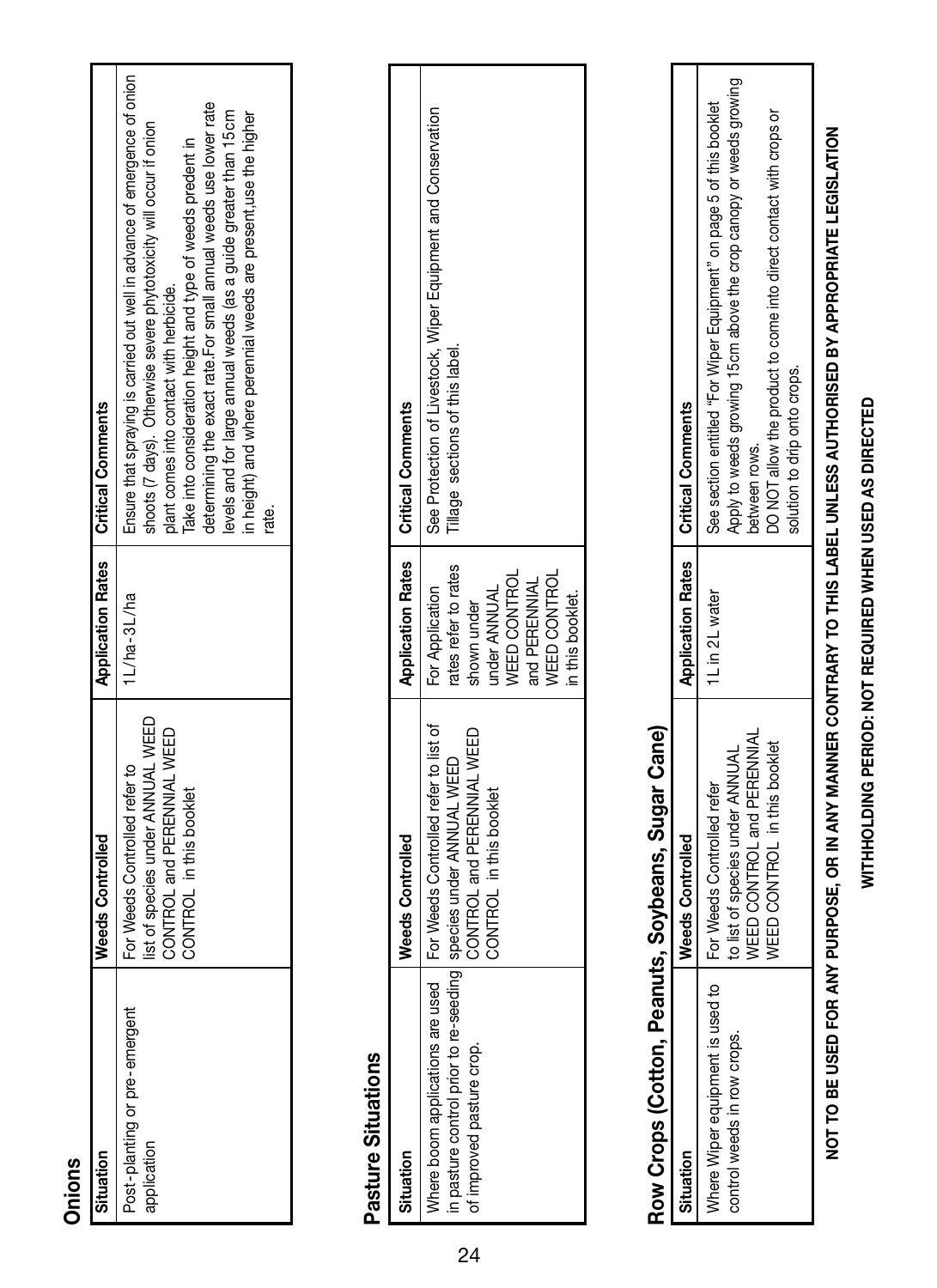## Onions

| Situation | Weeds Controlled | Application Rates | Critical Comments |
|---|---|---|---|
| Post-planting or pre-emergent application | For Weeds Controlled refer to list of species under ANNUAL WEED CONTROL and PERENNIAL WEED CONTROL in this booklet | 1L/ha-3L/ha | Ensure that spraying is carried out well in advance of emergence of onion shoots (7 days). Otherwise severe phytotoxicity will occur if onion plant comes into contact with herbicide. Take into consideration height and type of weeds predent in determining the exact rate.For small annual weeds use lower rate levels and for large annual weeds (as a guide greater than 15cm in height) and where perennial weeds are present,use the higher rate. |

## Pasture Situations

| Situation | Weeds Controlled | Application Rates | Critical Comments |
|---|---|---|---|
| Where boom applications are used in pasture control prior to re-seeding of improved pasture crop. | For Weeds Controlled refer to list of species under ANNUAL WEED CONTROL and PERENNIAL WEED CONTROL in this booklet | For Application rates refer to rates shown under under ANNUAL WEED CONTROL and PERENNIAL WEED CONTROL in this booklet. | See Protection of Livestock, Wiper Equipment and Conservation Tillage sections of this label. |

## Row Crops (Cotton, Peanuts, Soybeans, Sugar Cane)

| Situation | Weeds Controlled | Application Rates | Critical Comments |
|---|---|---|---|
| Where Wiper equipment is used to control weeds in row crops. | For Weeds Controlled refer to list of species under ANNUAL WEED CONTROL and PERENNIAL WEED CONTROL in this booklet | 1L in 2L water | See section entitled "For Wiper Equipment" on page 5 of this booklet Apply to weeds growing 15cm above the crop canopy or weeds growing between rows. DO NOT allow the product to come into direct contact with crops or solution to drip onto crops. |

**NOT TO BE USED FOR ANY PURPOSE, OR IN ANY MANNER CONTRARY TO THIS LABEL UNLESS AUTHORISED BY APPROPRIATE LEGISLATION**

**WITHHOLDING PERIOD: NOT REQUIRED WHEN USED AS DIRECTED**